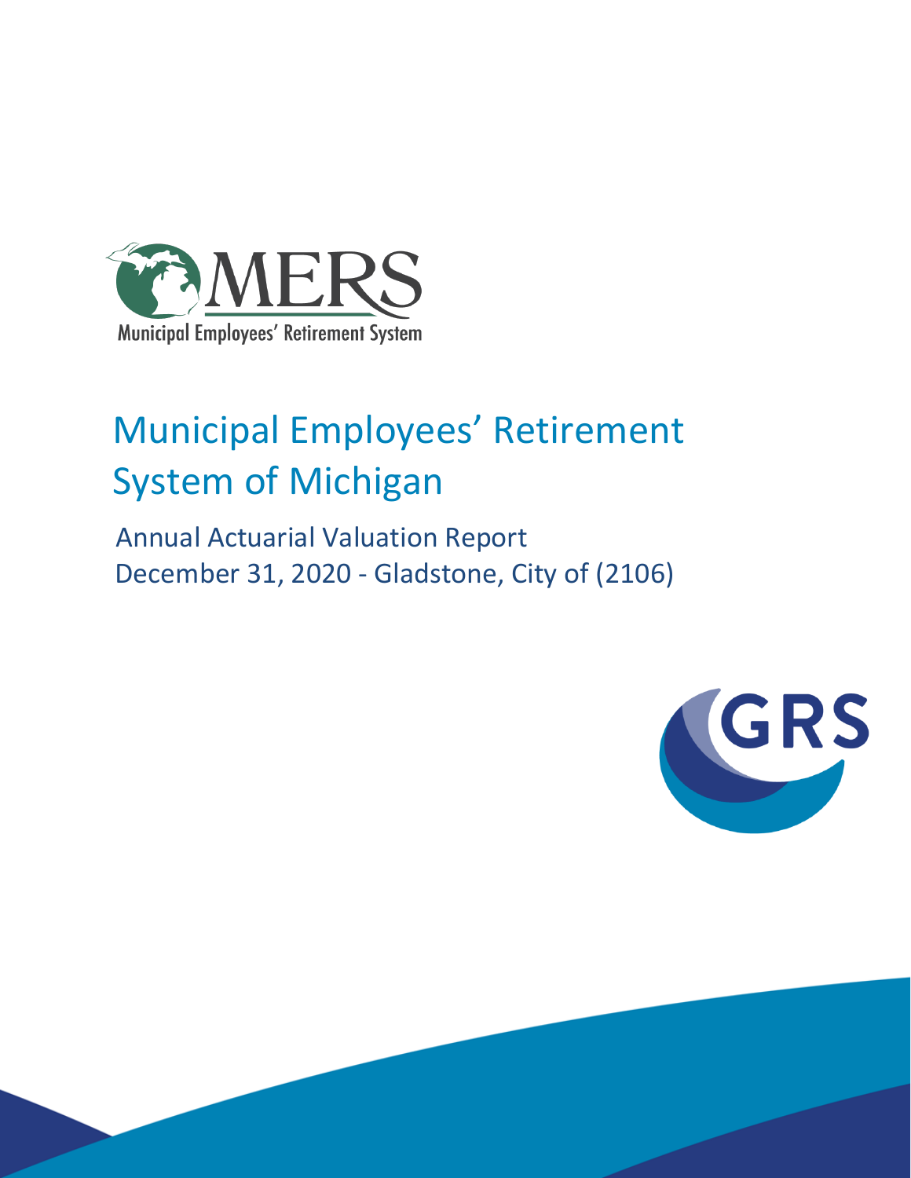# Municipal Employees' Retirement System of Michigan

## Annual Actuarial Valuation Report
## December 31, 2020 - Gladstone, City of (2106)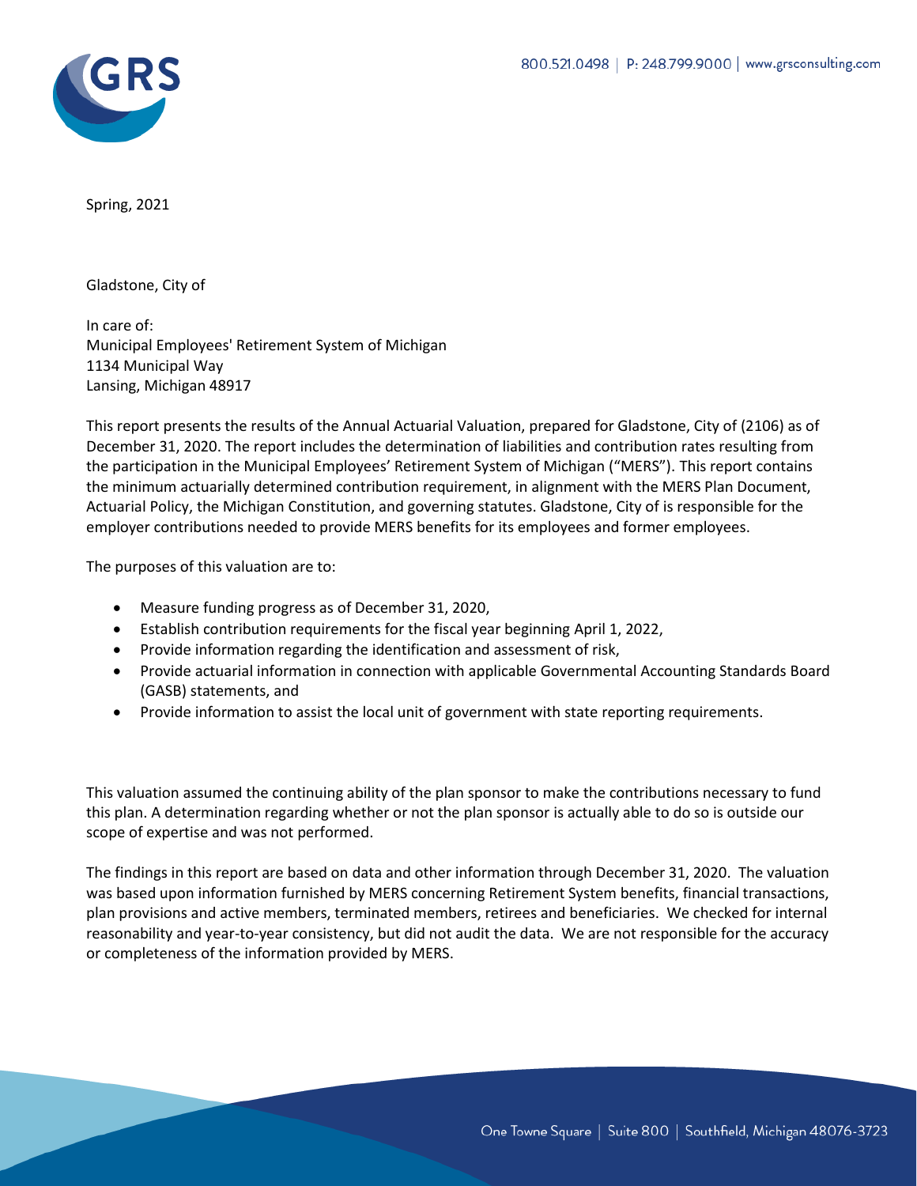Spring, 2021

Gladstone, City of

In care of:
Municipal Employees' Retirement System of Michigan
1134 Municipal Way
Lansing, Michigan 48917

This report presents the results of the Annual Actuarial Valuation, prepared for Gladstone, City of (2106) as of December 31, 2020. The report includes the determination of liabilities and contribution rates resulting from the participation in the Municipal Employees' Retirement System of Michigan ("MERS"). This report contains the minimum actuarially determined contribution requirement, in alignment with the MERS Plan Document, Actuarial Policy, the Michigan Constitution, and governing statutes. Gladstone, City of is responsible for the employer contributions needed to provide MERS benefits for its employees and former employees.

The purposes of this valuation are to:

- Measure funding progress as of December 31, 2020,
- Establish contribution requirements for the fiscal year beginning April 1, 2022,
- Provide information regarding the identification and assessment of risk,
- Provide actuarial information in connection with applicable Governmental Accounting Standards Board (GASB) statements, and
- Provide information to assist the local unit of government with state reporting requirements.

This valuation assumed the continuing ability of the plan sponsor to make the contributions necessary to fund this plan. A determination regarding whether or not the plan sponsor is actually able to do so is outside our scope of expertise and was not performed.

The findings in this report are based on data and other information through December 31, 2020. The valuation was based upon information furnished by MERS concerning Retirement System benefits, financial transactions, plan provisions and active members, terminated members, retirees and beneficiaries. We checked for internal reasonability and year-to-year consistency, but did not audit the data. We are not responsible for the accuracy or completeness of the information provided by MERS.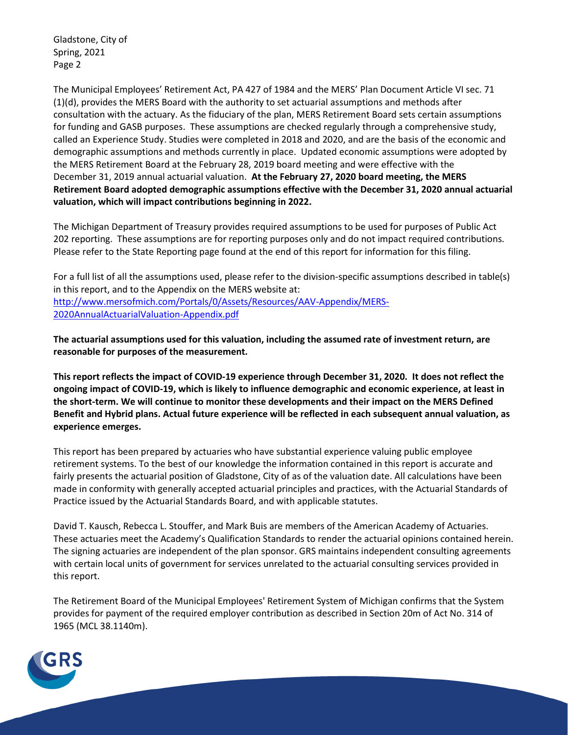The Municipal Employees' Retirement Act, PA 427 of 1984 and the MERS' Plan Document Article VI sec. 71 (1)(d), provides the MERS Board with the authority to set actuarial assumptions and methods after consultation with the actuary. As the fiduciary of the plan, MERS Retirement Board sets certain assumptions for funding and GASB purposes. These assumptions are checked regularly through a comprehensive study, called an Experience Study. Studies were completed in 2018 and 2020, and are the basis of the economic and demographic assumptions and methods currently in place. Updated economic assumptions were adopted by the MERS Retirement Board at the February 28, 2019 board meeting and were effective with the December 31, 2019 annual actuarial valuation. **At the February 27, 2020 board meeting, the MERS Retirement Board adopted demographic assumptions effective with the December 31, 2020 annual actuarial valuation, which will impact contributions beginning in 2022.**

The Michigan Department of Treasury provides required assumptions to be used for purposes of Public Act 202 reporting. These assumptions are for reporting purposes only and do not impact required contributions. Please refer to the State Reporting page found at the end of this report for information for this filing.

For a full list of all the assumptions used, please refer to the division-specific assumptions described in table(s) in this report, and to the Appendix on the MERS website at:
[http://www.mersofmich.com/Portals/0/Assets/Resources/AAV-Appendix/MERS-2020AnnualActuarialValuation-Appendix.pdf](http://www.mersofmich.com/Portals/0/Assets/Resources/AAV-Appendix/MERS-2020AnnualActuarialValuation-Appendix.pdf)

**The actuarial assumptions used for this valuation, including the assumed rate of investment return, are reasonable for purposes of the measurement.**

**This report reflects the impact of COVID-19 experience through December 31, 2020. It does not reflect the ongoing impact of COVID-19, which is likely to influence demographic and economic experience, at least in the short-term. We will continue to monitor these developments and their impact on the MERS Defined Benefit and Hybrid plans. Actual future experience will be reflected in each subsequent annual valuation, as experience emerges.**

This report has been prepared by actuaries who have substantial experience valuing public employee retirement systems. To the best of our knowledge the information contained in this report is accurate and fairly presents the actuarial position of Gladstone, City of as of the valuation date. All calculations have been made in conformity with generally accepted actuarial principles and practices, with the Actuarial Standards of Practice issued by the Actuarial Standards Board, and with applicable statutes.

David T. Kausch, Rebecca L. Stouffer, and Mark Buis are members of the American Academy of Actuaries. These actuaries meet the Academy's Qualification Standards to render the actuarial opinions contained herein. The signing actuaries are independent of the plan sponsor. GRS maintains independent consulting agreements with certain local units of government for services unrelated to the actuarial consulting services provided in this report.

The Retirement Board of the Municipal Employees' Retirement System of Michigan confirms that the System provides for payment of the required employer contribution as described in Section 20m of Act No. 314 of 1965 (MCL 38.1140m).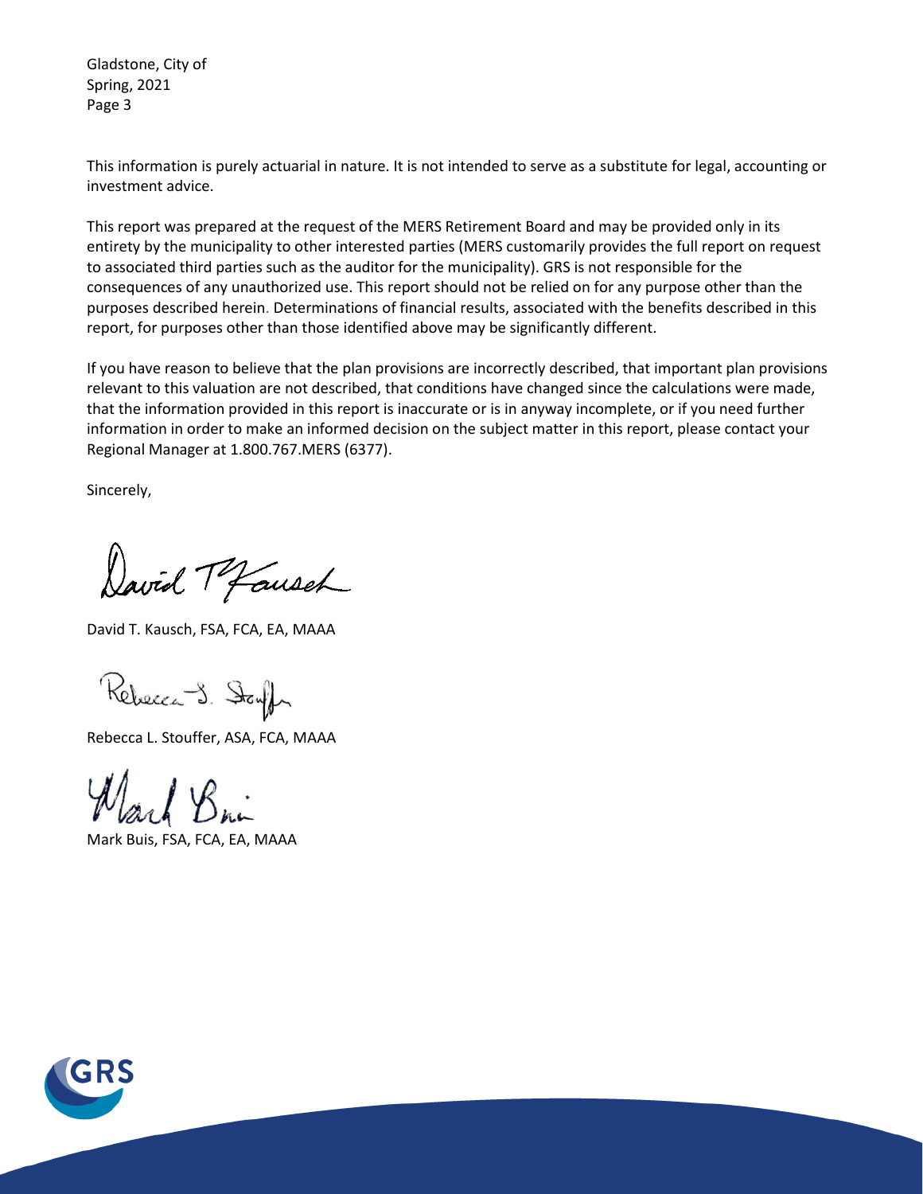This information is purely actuarial in nature. It is not intended to serve as a substitute for legal, accounting or investment advice.

This report was prepared at the request of the MERS Retirement Board and may be provided only in its entirety by the municipality to other interested parties (MERS customarily provides the full report on request to associated third parties such as the auditor for the municipality). GRS is not responsible for the consequences of any unauthorized use. This report should not be relied on for any purpose other than the purposes described herein. Determinations of financial results, associated with the benefits described in this report, for purposes other than those identified above may be significantly different.

If you have reason to believe that the plan provisions are incorrectly described, that important plan provisions relevant to this valuation are not described, that conditions have changed since the calculations were made, that the information provided in this report is inaccurate or is in anyway incomplete, or if you need further information in order to make an informed decision on the subject matter in this report, please contact your Regional Manager at 1.800.767.MERS (6377).

Sincerely,

David T. Kausch, FSA, FCA, EA, MAAA

Rebecca L. Stouffer, ASA, FCA, MAAA

Mark Buis, FSA, FCA, EA, MAAA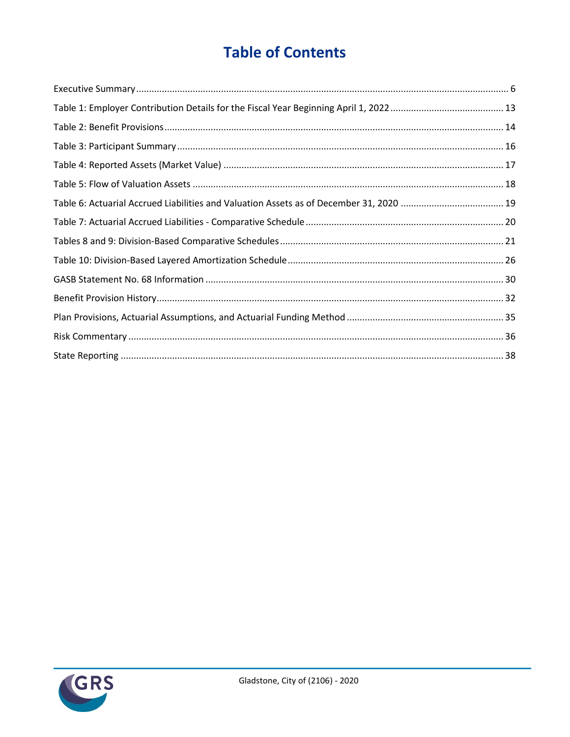# Table of Contents

| | |
|---|---|
| Executive Summary | 6 |
| Table 1: Employer Contribution Details for the Fiscal Year Beginning April 1, 2022 | 13 |
| Table 2: Benefit Provisions | 14 |
| Table 3: Participant Summary | 16 |
| Table 4: Reported Assets (Market Value) | 17 |
| Table 5: Flow of Valuation Assets | 18 |
| Table 6: Actuarial Accrued Liabilities and Valuation Assets as of December 31, 2020 | 19 |
| Table 7: Actuarial Accrued Liabilities - Comparative Schedule | 20 |
| Tables 8 and 9: Division-Based Comparative Schedules | 21 |
| Table 10: Division-Based Layered Amortization Schedule | 26 |
| GASB Statement No. 68 Information | 30 |
| Benefit Provision History | 32 |
| Plan Provisions, Actuarial Assumptions, and Actuarial Funding Method | 35 |
| Risk Commentary | 36 |
| State Reporting | 38 |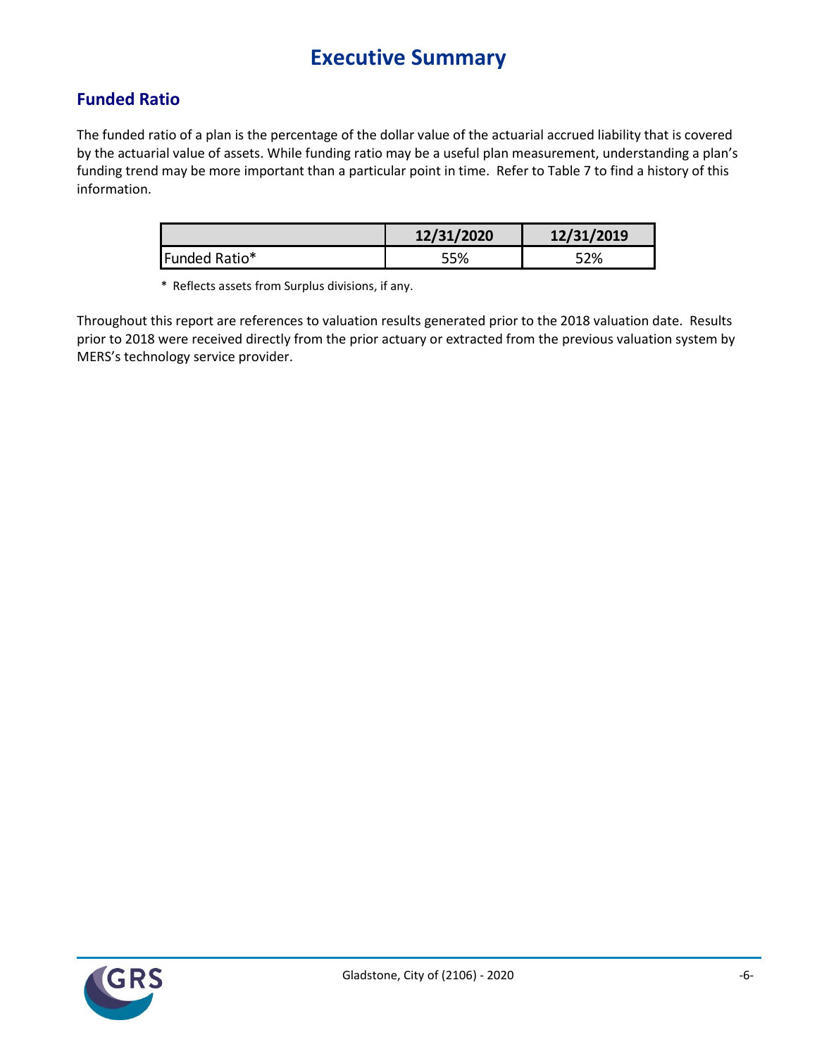# Executive Summary

## Funded Ratio

The funded ratio of a plan is the percentage of the dollar value of the actuarial accrued liability that is covered by the actuarial value of assets. While funding ratio may be a useful plan measurement, understanding a plan's funding trend may be more important than a particular point in time. Refer to Table 7 to find a history of this information.

| | 12/31/2020 | 12/31/2019 |
|---|---|---|
| Funded Ratio* | 55% | 52% |

\* Reflects assets from Surplus divisions, if any.

Throughout this report are references to valuation results generated prior to the 2018 valuation date. Results prior to 2018 were received directly from the prior actuary or extracted from the previous valuation system by MERS's technology service provider.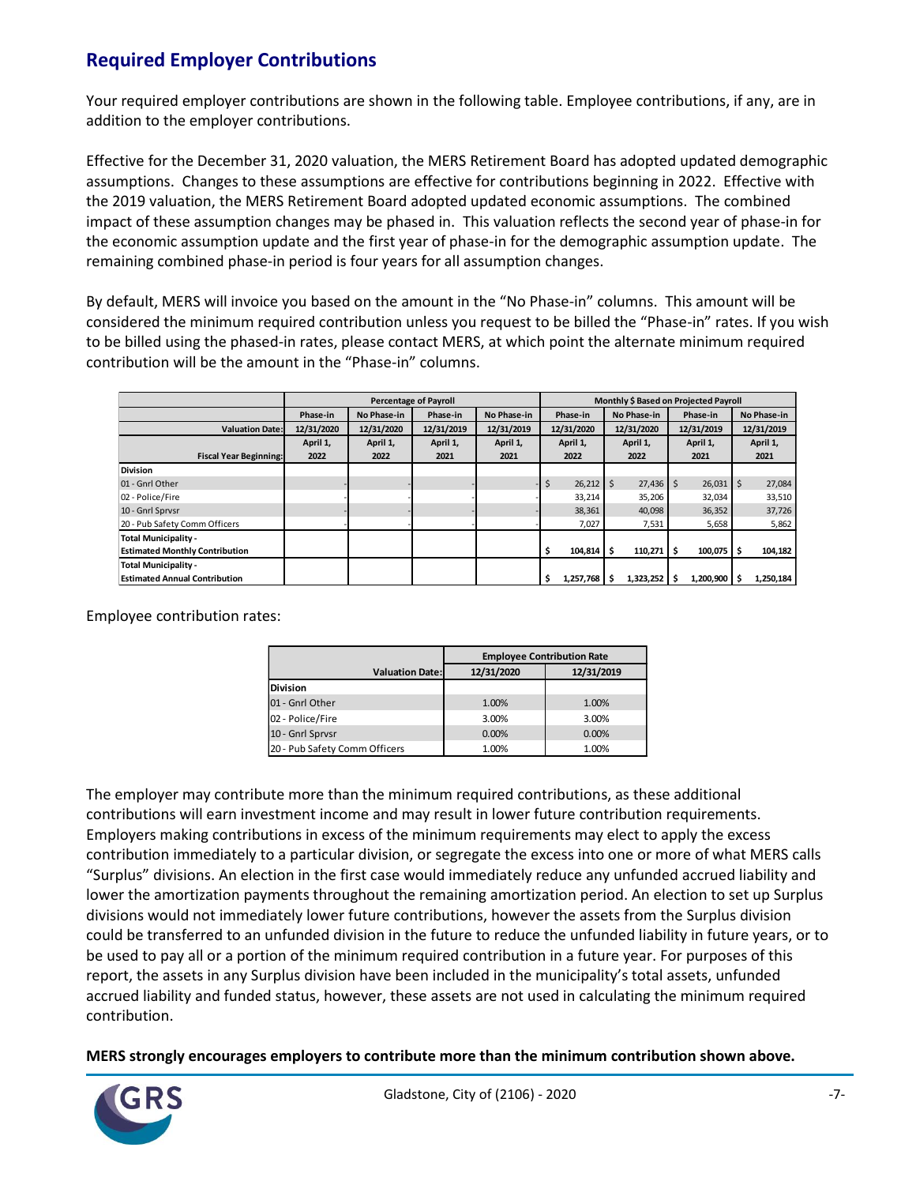## Required Employer Contributions

Your required employer contributions are shown in the following table. Employee contributions, if any, are in addition to the employer contributions.

Effective for the December 31, 2020 valuation, the MERS Retirement Board has adopted updated demographic assumptions. Changes to these assumptions are effective for contributions beginning in 2022. Effective with the 2019 valuation, the MERS Retirement Board adopted updated economic assumptions. The combined impact of these assumption changes may be phased in. This valuation reflects the second year of phase-in for the economic assumption update and the first year of phase-in for the demographic assumption update. The remaining combined phase-in period is four years for all assumption changes.

By default, MERS will invoice you based on the amount in the "No Phase-in" columns. This amount will be considered the minimum required contribution unless you request to be billed the "Phase-in" rates. If you wish to be billed using the phased-in rates, please contact MERS, at which point the alternate minimum required contribution will be the amount in the "Phase-in" columns.

| | Percentage of Payroll | | | | Monthly $ Based on Projected Payroll | | | |
|---|---|---|---|---|---|---|---|---|
| | Phase-in | No Phase-in | Phase-in | No Phase-in | Phase-in | No Phase-in | Phase-in | No Phase-in |
| Valuation Date: | 12/31/2020 | 12/31/2020 | 12/31/2019 | 12/31/2019 | 12/31/2020 | 12/31/2020 | 12/31/2019 | 12/31/2019 |
| Fiscal Year Beginning: | April 1, 2022 | April 1, 2022 | April 1, 2021 | April 1, 2021 | April 1, 2022 | April 1, 2022 | April 1, 2021 | April 1, 2021 |
| **Division** | | | | | | | | |
| 01 - Gnrl Other | - | - | - | - | $ 26,212 | $ 27,436 | $ 26,031 | $ 27,084 |
| 02 - Police/Fire | - | - | - | - | 33,214 | 35,206 | 32,034 | 33,510 |
| 10 - Gnrl Sprvsr | - | - | - | - | 38,361 | 40,098 | 36,352 | 37,726 |
| 20 - Pub Safety Comm Officers | - | - | - | - | 7,027 | 7,531 | 5,658 | 5,862 |
| **Total Municipality - Estimated Monthly Contribution** | | | | | $ 104,814 | $ 110,271 | $ 100,075 | $ 104,182 |
| **Total Municipality - Estimated Annual Contribution** | | | | | $ 1,257,768 | $ 1,323,252 | $ 1,200,900 | $ 1,250,184 |

Employee contribution rates:

| | Employee Contribution Rate | |
|---|---|---|
| Valuation Date: | 12/31/2020 | 12/31/2019 |
| **Division** | | |
| 01 - Gnrl Other | 1.00% | 1.00% |
| 02 - Police/Fire | 3.00% | 3.00% |
| 10 - Gnrl Sprvsr | 0.00% | 0.00% |
| 20 - Pub Safety Comm Officers | 1.00% | 1.00% |

The employer may contribute more than the minimum required contributions, as these additional contributions will earn investment income and may result in lower future contribution requirements. Employers making contributions in excess of the minimum requirements may elect to apply the excess contribution immediately to a particular division, or segregate the excess into one or more of what MERS calls "Surplus" divisions. An election in the first case would immediately reduce any unfunded accrued liability and lower the amortization payments throughout the remaining amortization period. An election to set up Surplus divisions would not immediately lower future contributions, however the assets from the Surplus division could be transferred to an unfunded division in the future to reduce the unfunded liability in future years, or to be used to pay all or a portion of the minimum required contribution in a future year. For purposes of this report, the assets in any Surplus division have been included in the municipality's total assets, unfunded accrued liability and funded status, however, these assets are not used in calculating the minimum required contribution.

**MERS strongly encourages employers to contribute more than the minimum contribution shown above.**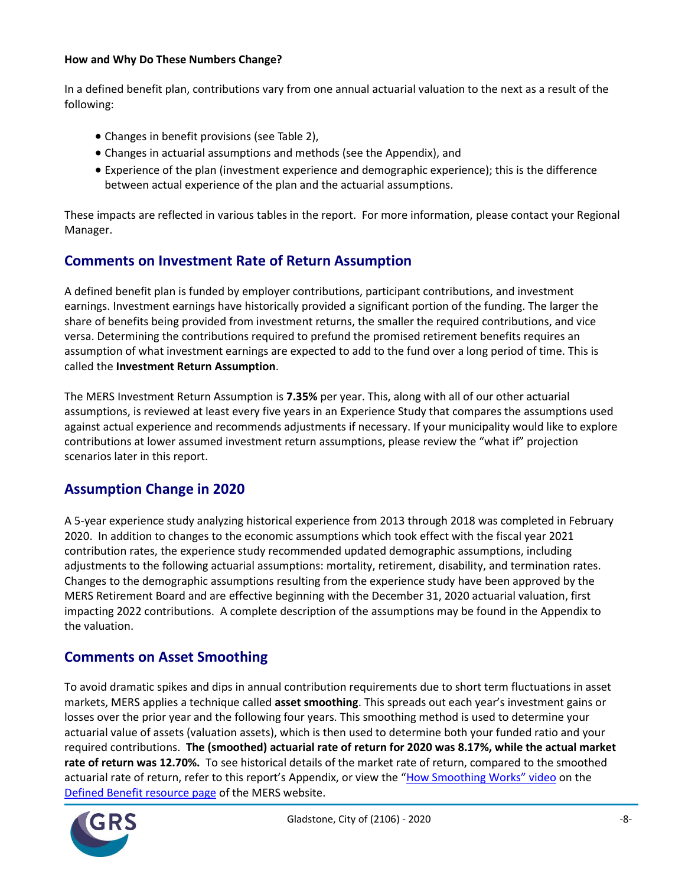**How and Why Do These Numbers Change?**

In a defined benefit plan, contributions vary from one annual actuarial valuation to the next as a result of the following:

- Changes in benefit provisions (see Table 2),
- Changes in actuarial assumptions and methods (see the Appendix), and
- Experience of the plan (investment experience and demographic experience); this is the difference between actual experience of the plan and the actuarial assumptions.

These impacts are reflected in various tables in the report. For more information, please contact your Regional Manager.

## Comments on Investment Rate of Return Assumption

A defined benefit plan is funded by employer contributions, participant contributions, and investment earnings. Investment earnings have historically provided a significant portion of the funding. The larger the share of benefits being provided from investment returns, the smaller the required contributions, and vice versa. Determining the contributions required to prefund the promised retirement benefits requires an assumption of what investment earnings are expected to add to the fund over a long period of time. This is called the **Investment Return Assumption**.

The MERS Investment Return Assumption is **7.35%** per year. This, along with all of our other actuarial assumptions, is reviewed at least every five years in an Experience Study that compares the assumptions used against actual experience and recommends adjustments if necessary. If your municipality would like to explore contributions at lower assumed investment return assumptions, please review the "what if" projection scenarios later in this report.

## Assumption Change in 2020

A 5-year experience study analyzing historical experience from 2013 through 2018 was completed in February 2020. In addition to changes to the economic assumptions which took effect with the fiscal year 2021 contribution rates, the experience study recommended updated demographic assumptions, including adjustments to the following actuarial assumptions: mortality, retirement, disability, and termination rates. Changes to the demographic assumptions resulting from the experience study have been approved by the MERS Retirement Board and are effective beginning with the December 31, 2020 actuarial valuation, first impacting 2022 contributions. A complete description of the assumptions may be found in the Appendix to the valuation.

## Comments on Asset Smoothing

To avoid dramatic spikes and dips in annual contribution requirements due to short term fluctuations in asset markets, MERS applies a technique called **asset smoothing**. This spreads out each year's investment gains or losses over the prior year and the following four years. This smoothing method is used to determine your actuarial value of assets (valuation assets), which is then used to determine both your funded ratio and your required contributions. **The (smoothed) actuarial rate of return for 2020 was 8.17%, while the actual market rate of return was 12.70%.** To see historical details of the market rate of return, compared to the smoothed actuarial rate of return, refer to this report's Appendix, or view the "How Smoothing Works" video on the Defined Benefit resource page of the MERS website.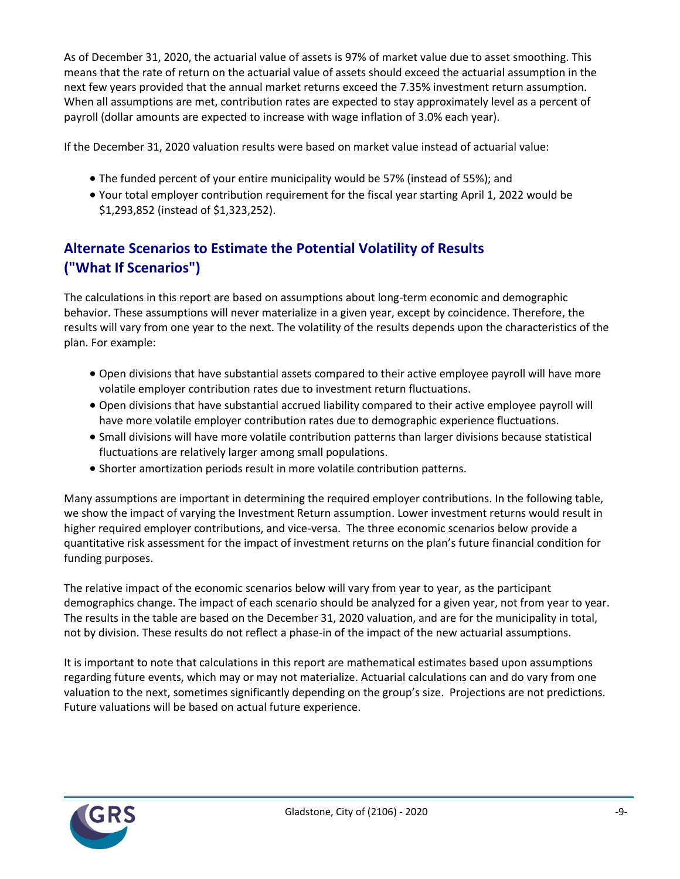As of December 31, 2020, the actuarial value of assets is 97% of market value due to asset smoothing. This means that the rate of return on the actuarial value of assets should exceed the actuarial assumption in the next few years provided that the annual market returns exceed the 7.35% investment return assumption. When all assumptions are met, contribution rates are expected to stay approximately level as a percent of payroll (dollar amounts are expected to increase with wage inflation of 3.0% each year).

If the December 31, 2020 valuation results were based on market value instead of actuarial value:

- The funded percent of your entire municipality would be 57% (instead of 55%); and
- Your total employer contribution requirement for the fiscal year starting April 1, 2022 would be $1,293,852 (instead of $1,323,252).

## Alternate Scenarios to Estimate the Potential Volatility of Results ("What If Scenarios")

The calculations in this report are based on assumptions about long-term economic and demographic behavior. These assumptions will never materialize in a given year, except by coincidence. Therefore, the results will vary from one year to the next. The volatility of the results depends upon the characteristics of the plan. For example:

- Open divisions that have substantial assets compared to their active employee payroll will have more volatile employer contribution rates due to investment return fluctuations.
- Open divisions that have substantial accrued liability compared to their active employee payroll will have more volatile employer contribution rates due to demographic experience fluctuations.
- Small divisions will have more volatile contribution patterns than larger divisions because statistical fluctuations are relatively larger among small populations.
- Shorter amortization periods result in more volatile contribution patterns.

Many assumptions are important in determining the required employer contributions. In the following table, we show the impact of varying the Investment Return assumption. Lower investment returns would result in higher required employer contributions, and vice-versa. The three economic scenarios below provide a quantitative risk assessment for the impact of investment returns on the plan's future financial condition for funding purposes.

The relative impact of the economic scenarios below will vary from year to year, as the participant demographics change. The impact of each scenario should be analyzed for a given year, not from year to year. The results in the table are based on the December 31, 2020 valuation, and are for the municipality in total, not by division. These results do not reflect a phase-in of the impact of the new actuarial assumptions.

It is important to note that calculations in this report are mathematical estimates based upon assumptions regarding future events, which may or may not materialize. Actuarial calculations can and do vary from one valuation to the next, sometimes significantly depending on the group's size. Projections are not predictions. Future valuations will be based on actual future experience.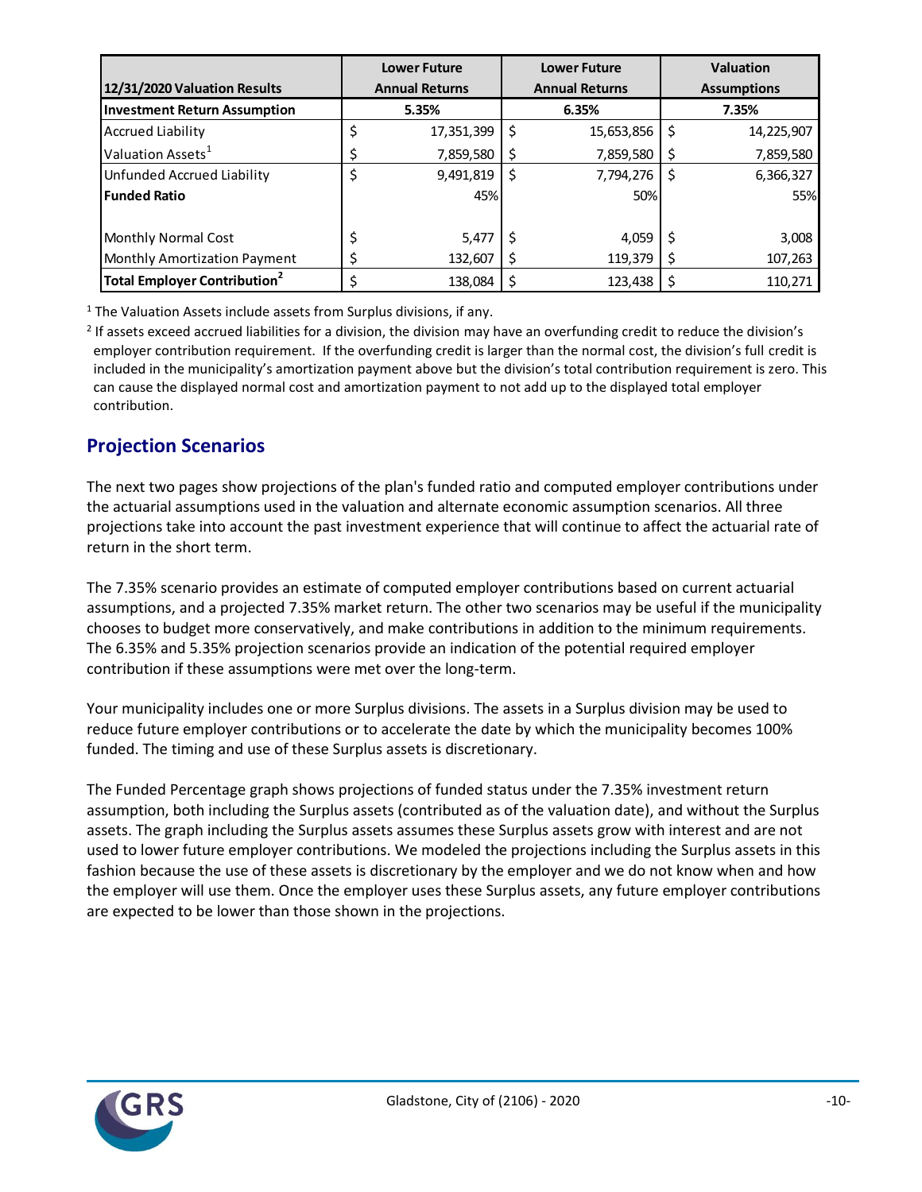| 12/31/2020 Valuation Results | Lower Future Annual Returns | Lower Future Annual Returns | Valuation Assumptions |
|---|---|---|---|
| **Investment Return Assumption** | **5.35%** | **6.35%** | **7.35%** |
| Accrued Liability | $ 17,351,399 | $ 15,653,856 | $ 14,225,907 |
| Valuation Assets[1] | $ 7,859,580 | $ 7,859,580 | $ 7,859,580 |
| Unfunded Accrued Liability | $ 9,491,819 | $ 7,794,276 | $ 6,366,327 |
| **Funded Ratio** | 45% | 50% | 55% |
| | | | |
| Monthly Normal Cost | $ 5,477 | $ 4,059 | $ 3,008 |
| Monthly Amortization Payment | $ 132,607 | $ 119,379 | $ 107,263 |
| **Total Employer Contribution[2]** | $ 138,084 | $ 123,438 | $ 110,271 |

[1] The Valuation Assets include assets from Surplus divisions, if any.

[2] If assets exceed accrued liabilities for a division, the division may have an overfunding credit to reduce the division's employer contribution requirement. If the overfunding credit is larger than the normal cost, the division's full credit is included in the municipality's amortization payment above but the division's total contribution requirement is zero. This can cause the displayed normal cost and amortization payment to not add up to the displayed total employer contribution.

## Projection Scenarios

The next two pages show projections of the plan's funded ratio and computed employer contributions under the actuarial assumptions used in the valuation and alternate economic assumption scenarios. All three projections take into account the past investment experience that will continue to affect the actuarial rate of return in the short term.

The 7.35% scenario provides an estimate of computed employer contributions based on current actuarial assumptions, and a projected 7.35% market return. The other two scenarios may be useful if the municipality chooses to budget more conservatively, and make contributions in addition to the minimum requirements. The 6.35% and 5.35% projection scenarios provide an indication of the potential required employer contribution if these assumptions were met over the long-term.

Your municipality includes one or more Surplus divisions. The assets in a Surplus division may be used to reduce future employer contributions or to accelerate the date by which the municipality becomes 100% funded. The timing and use of these Surplus assets is discretionary.

The Funded Percentage graph shows projections of funded status under the 7.35% investment return assumption, both including the Surplus assets (contributed as of the valuation date), and without the Surplus assets. The graph including the Surplus assets assumes these Surplus assets grow with interest and are not used to lower future employer contributions. We modeled the projections including the Surplus assets in this fashion because the use of these assets is discretionary by the employer and we do not know when and how the employer will use them. Once the employer uses these Surplus assets, any future employer contributions are expected to be lower than those shown in the projections.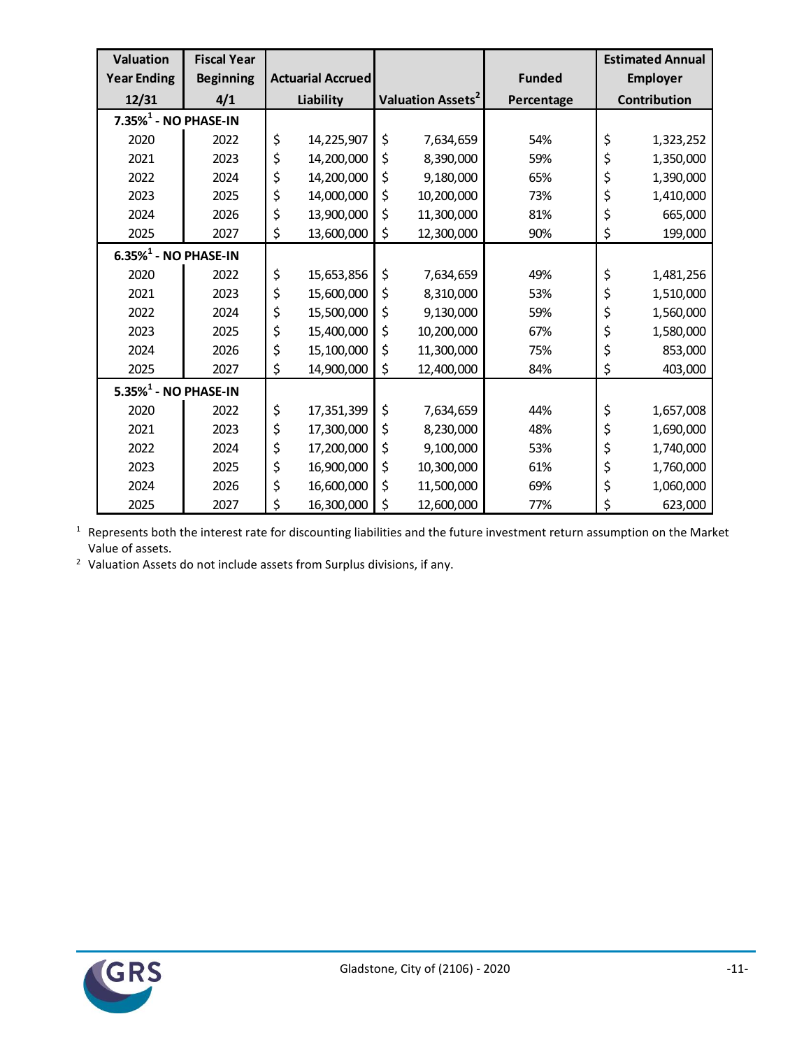| Valuation Year Ending 12/31 | Fiscal Year Beginning 4/1 | Actuarial Accrued Liability | Valuation Assets[2] | Funded Percentage | Estimated Annual Employer Contribution |
|---|---|---|---|---|---|
| **7.35%[1] - NO PHASE-IN** | | | | | |
| 2020 | 2022 | $ 14,225,907 | $ 7,634,659 | 54% | $ 1,323,252 |
| 2021 | 2023 | $ 14,200,000 | $ 8,390,000 | 59% | $ 1,350,000 |
| 2022 | 2024 | $ 14,200,000 | $ 9,180,000 | 65% | $ 1,390,000 |
| 2023 | 2025 | $ 14,000,000 | $ 10,200,000 | 73% | $ 1,410,000 |
| 2024 | 2026 | $ 13,900,000 | $ 11,300,000 | 81% | $ 665,000 |
| 2025 | 2027 | $ 13,600,000 | $ 12,300,000 | 90% | $ 199,000 |
| **6.35%[1] - NO PHASE-IN** | | | | | |
| 2020 | 2022 | $ 15,653,856 | $ 7,634,659 | 49% | $ 1,481,256 |
| 2021 | 2023 | $ 15,600,000 | $ 8,310,000 | 53% | $ 1,510,000 |
| 2022 | 2024 | $ 15,500,000 | $ 9,130,000 | 59% | $ 1,560,000 |
| 2023 | 2025 | $ 15,400,000 | $ 10,200,000 | 67% | $ 1,580,000 |
| 2024 | 2026 | $ 15,100,000 | $ 11,300,000 | 75% | $ 853,000 |
| 2025 | 2027 | $ 14,900,000 | $ 12,400,000 | 84% | $ 403,000 |
| **5.35%[1] - NO PHASE-IN** | | | | | |
| 2020 | 2022 | $ 17,351,399 | $ 7,634,659 | 44% | $ 1,657,008 |
| 2021 | 2023 | $ 17,300,000 | $ 8,230,000 | 48% | $ 1,690,000 |
| 2022 | 2024 | $ 17,200,000 | $ 9,100,000 | 53% | $ 1,740,000 |
| 2023 | 2025 | $ 16,900,000 | $ 10,300,000 | 61% | $ 1,760,000 |
| 2024 | 2026 | $ 16,600,000 | $ 11,500,000 | 69% | $ 1,060,000 |
| 2025 | 2027 | $ 16,300,000 | $ 12,600,000 | 77% | $ 623,000 |

[1] Represents both the interest rate for discounting liabilities and the future investment return assumption on the Market Value of assets.

[2] Valuation Assets do not include assets from Surplus divisions, if any.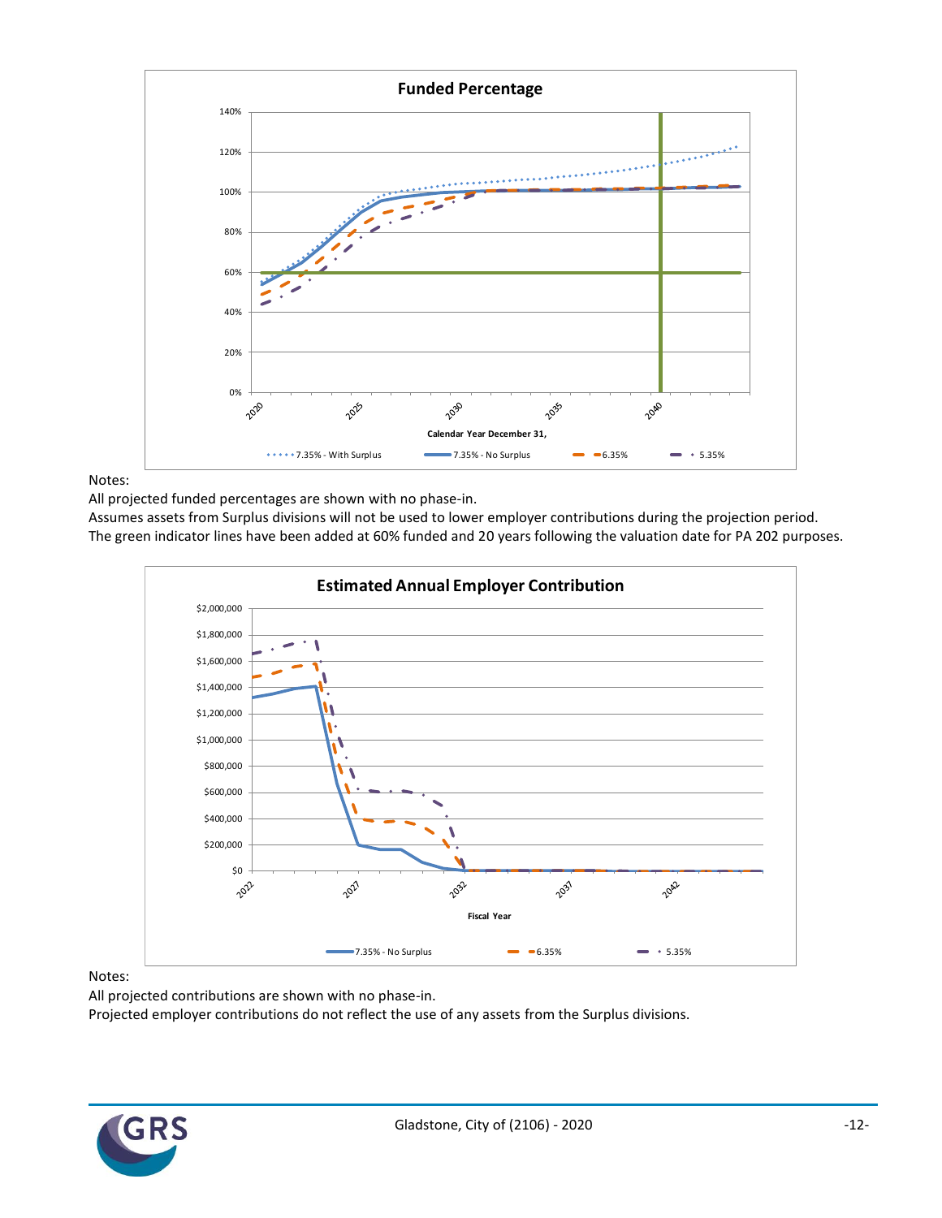**Funded Percentage**

Notes:

All projected funded percentages are shown with no phase-in.

Assumes assets from Surplus divisions will not be used to lower employer contributions during the projection period.

The green indicator lines have been added at 60% funded and 20 years following the valuation date for PA 202 purposes.

**Estimated Annual Employer Contribution**

Notes:

All projected contributions are shown with no phase-in.

Projected employer contributions do not reflect the use of any assets from the Surplus divisions.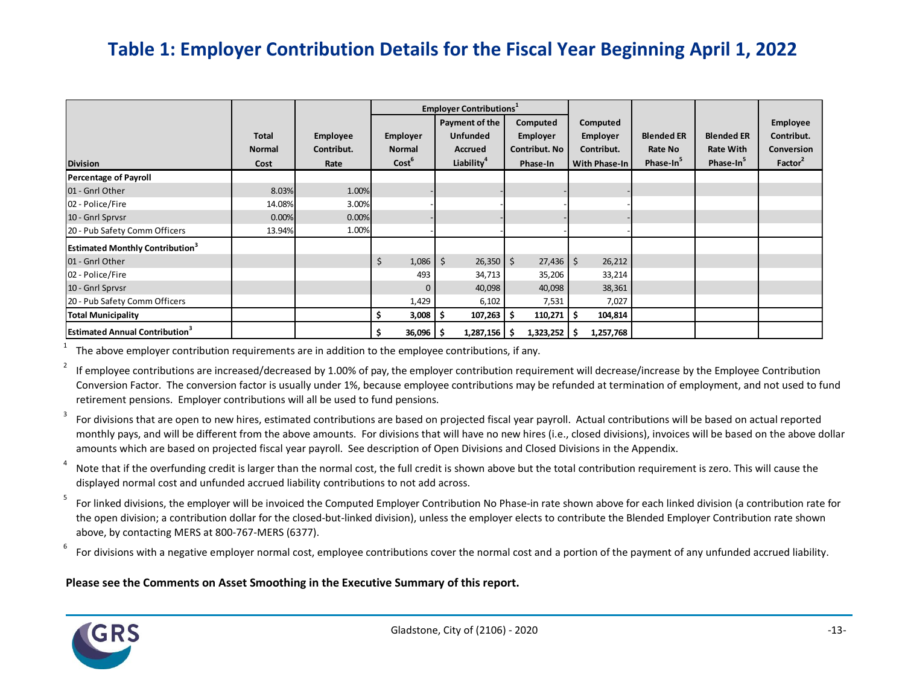# Table 1: Employer Contribution Details for the Fiscal Year Beginning April 1, 2022

| Division | Total Normal Cost | Employee Contribut. Rate | Employer Contributions[1] | | | | | | |
|---|---|---|---|---|---|---|---|---|---|
| | | | Employer Normal Cost[6] | Payment of the Unfunded Accrued Liability[4] | Computed Employer Contribut. No Phase-In | Computed Employer Contribut. With Phase-In | Blended ER Rate No Phase-In[5] | Blended ER Rate With Phase-In[5] | Employee Contribut. Conversion Factor[2] |
| **Percentage of Payroll** | | | | | | | | | |
| 01 - Gnrl Other | 8.03% | 1.00% | - | - | - | - | | | |
| 02 - Police/Fire | 14.08% | 3.00% | - | - | - | - | | | |
| 10 - Gnrl Sprvsr | 0.00% | 0.00% | - | - | - | - | | | |
| 20 - Pub Safety Comm Officers | 13.94% | 1.00% | - | - | - | - | | | |
| **Estimated Monthly Contribution[3]** | | | | | | | | | |
| 01 - Gnrl Other | | | $ 1,086 | $ 26,350 | $ 27,436 | $ 26,212 | | | |
| 02 - Police/Fire | | | 493 | 34,713 | 35,206 | 33,214 | | | |
| 10 - Gnrl Sprvsr | | | 0 | 40,098 | 40,098 | 38,361 | | | |
| 20 - Pub Safety Comm Officers | | | 1,429 | 6,102 | 7,531 | 7,027 | | | |
| **Total Municipality** | | | **$ 3,008** | **$ 107,263** | **$ 110,271** | **$ 104,814** | | | |
| **Estimated Annual Contribution[3]** | | | **$ 36,096** | **$ 1,287,156** | **$ 1,323,252** | **$ 1,257,768** | | | |

[1] The above employer contribution requirements are in addition to the employee contributions, if any.

[2] If employee contributions are increased/decreased by 1.00% of pay, the employer contribution requirement will decrease/increase by the Employee Contribution Conversion Factor. The conversion factor is usually under 1%, because employee contributions may be refunded at termination of employment, and not used to fund retirement pensions. Employer contributions will all be used to fund pensions.

[3] For divisions that are open to new hires, estimated contributions are based on projected fiscal year payroll. Actual contributions will be based on actual reported monthly pays, and will be different from the above amounts. For divisions that will have no new hires (i.e., closed divisions), invoices will be based on the above dollar amounts which are based on projected fiscal year payroll. See description of Open Divisions and Closed Divisions in the Appendix.

[4] Note that if the overfunding credit is larger than the normal cost, the full credit is shown above but the total contribution requirement is zero. This will cause the displayed normal cost and unfunded accrued liability contributions to not add across.

[5] For linked divisions, the employer will be invoiced the Computed Employer Contribution No Phase-in rate shown above for each linked division (a contribution rate for the open division; a contribution dollar for the closed-but-linked division), unless the employer elects to contribute the Blended Employer Contribution rate shown above, by contacting MERS at 800-767-MERS (6377).

[6] For divisions with a negative employer normal cost, employee contributions cover the normal cost and a portion of the payment of any unfunded accrued liability.

**Please see the Comments on Asset Smoothing in the Executive Summary of this report.**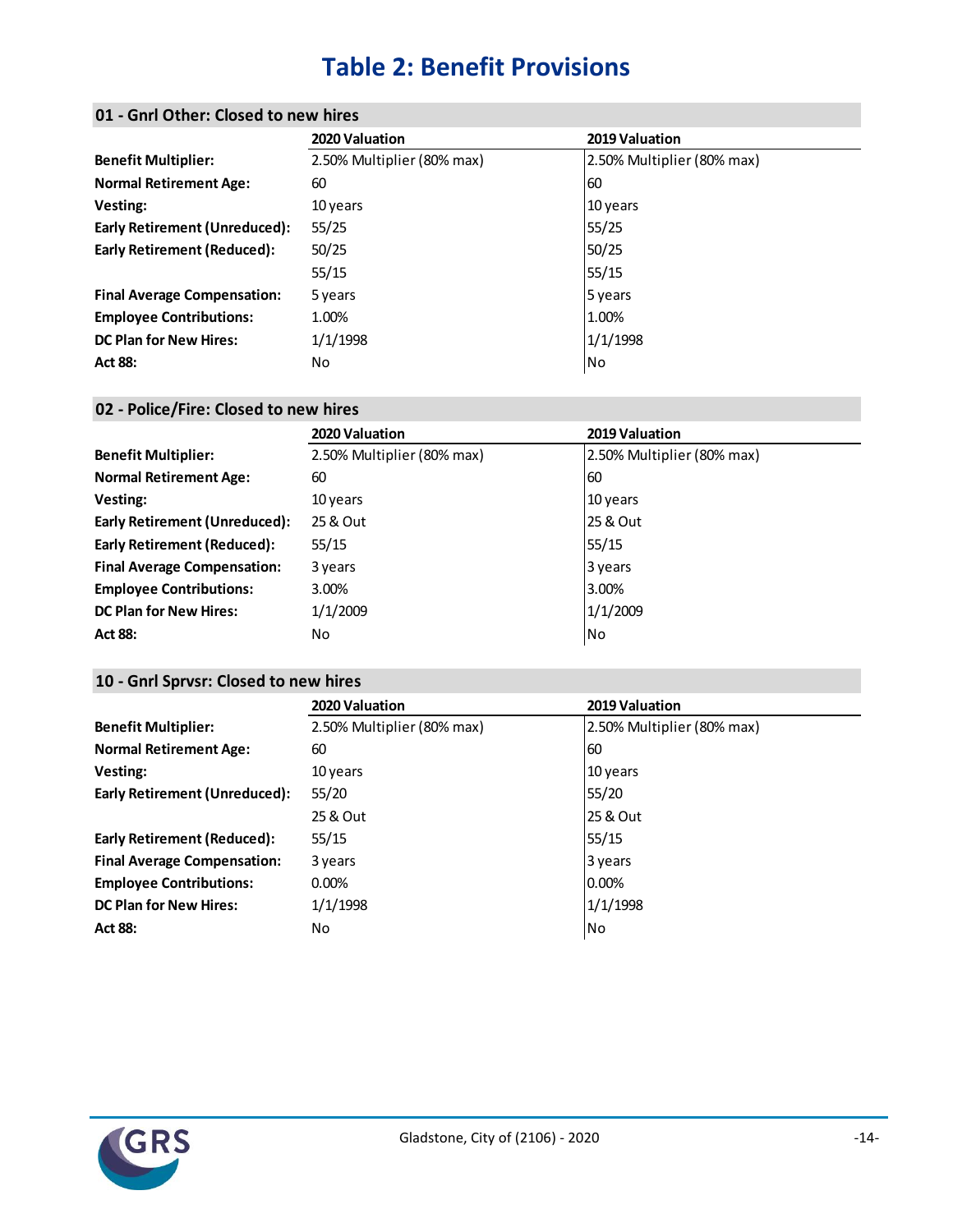# Table 2: Benefit Provisions

## 01 - Gnrl Other: Closed to new hires

| | 2020 Valuation | 2019 Valuation |
|---|---|---|
| **Benefit Multiplier:** | 2.50% Multiplier (80% max) | 2.50% Multiplier (80% max) |
| **Normal Retirement Age:** | 60 | 60 |
| **Vesting:** | 10 years | 10 years |
| **Early Retirement (Unreduced):** | 55/25 | 55/25 |
| **Early Retirement (Reduced):** | 50/25 | 50/25 |
| | 55/15 | 55/15 |
| **Final Average Compensation:** | 5 years | 5 years |
| **Employee Contributions:** | 1.00% | 1.00% |
| **DC Plan for New Hires:** | 1/1/1998 | 1/1/1998 |
| **Act 88:** | No | No |

## 02 - Police/Fire: Closed to new hires

| | 2020 Valuation | 2019 Valuation |
|---|---|---|
| **Benefit Multiplier:** | 2.50% Multiplier (80% max) | 2.50% Multiplier (80% max) |
| **Normal Retirement Age:** | 60 | 60 |
| **Vesting:** | 10 years | 10 years |
| **Early Retirement (Unreduced):** | 25 & Out | 25 & Out |
| **Early Retirement (Reduced):** | 55/15 | 55/15 |
| **Final Average Compensation:** | 3 years | 3 years |
| **Employee Contributions:** | 3.00% | 3.00% |
| **DC Plan for New Hires:** | 1/1/2009 | 1/1/2009 |
| **Act 88:** | No | No |

## 10 - Gnrl Sprvsr: Closed to new hires

| | 2020 Valuation | 2019 Valuation |
|---|---|---|
| **Benefit Multiplier:** | 2.50% Multiplier (80% max) | 2.50% Multiplier (80% max) |
| **Normal Retirement Age:** | 60 | 60 |
| **Vesting:** | 10 years | 10 years |
| **Early Retirement (Unreduced):** | 55/20 | 55/20 |
| | 25 & Out | 25 & Out |
| **Early Retirement (Reduced):** | 55/15 | 55/15 |
| **Final Average Compensation:** | 3 years | 3 years |
| **Employee Contributions:** | 0.00% | 0.00% |
| **DC Plan for New Hires:** | 1/1/1998 | 1/1/1998 |
| **Act 88:** | No | No |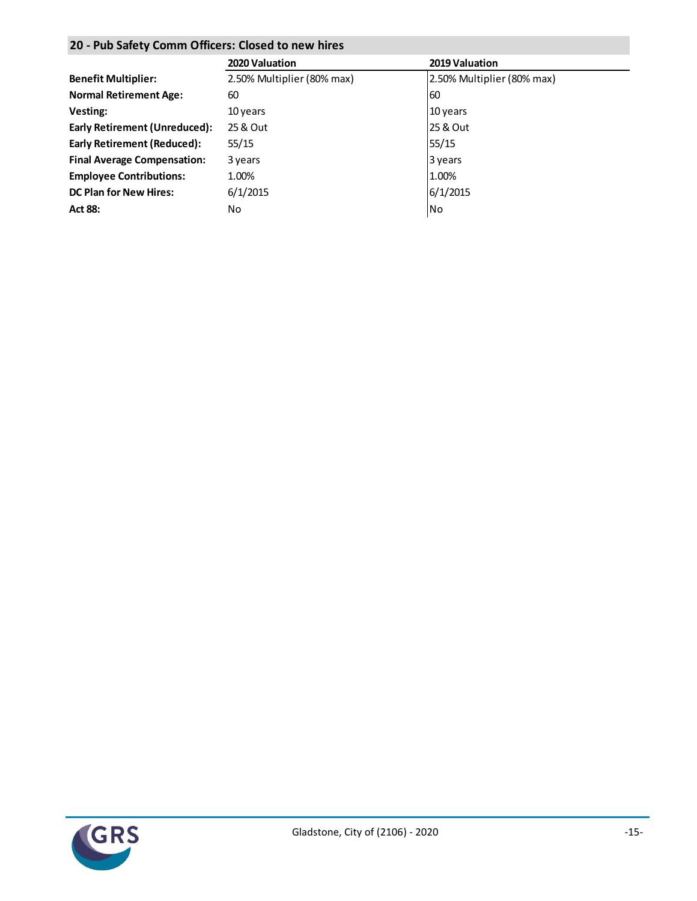## 20 - Pub Safety Comm Officers: Closed to new hires

| | 2020 Valuation | 2019 Valuation |
|---|---|---|
| **Benefit Multiplier:** | 2.50% Multiplier (80% max) | 2.50% Multiplier (80% max) |
| **Normal Retirement Age:** | 60 | 60 |
| **Vesting:** | 10 years | 10 years |
| **Early Retirement (Unreduced):** | 25 & Out | 25 & Out |
| **Early Retirement (Reduced):** | 55/15 | 55/15 |
| **Final Average Compensation:** | 3 years | 3 years |
| **Employee Contributions:** | 1.00% | 1.00% |
| **DC Plan for New Hires:** | 6/1/2015 | 6/1/2015 |
| **Act 88:** | No | No |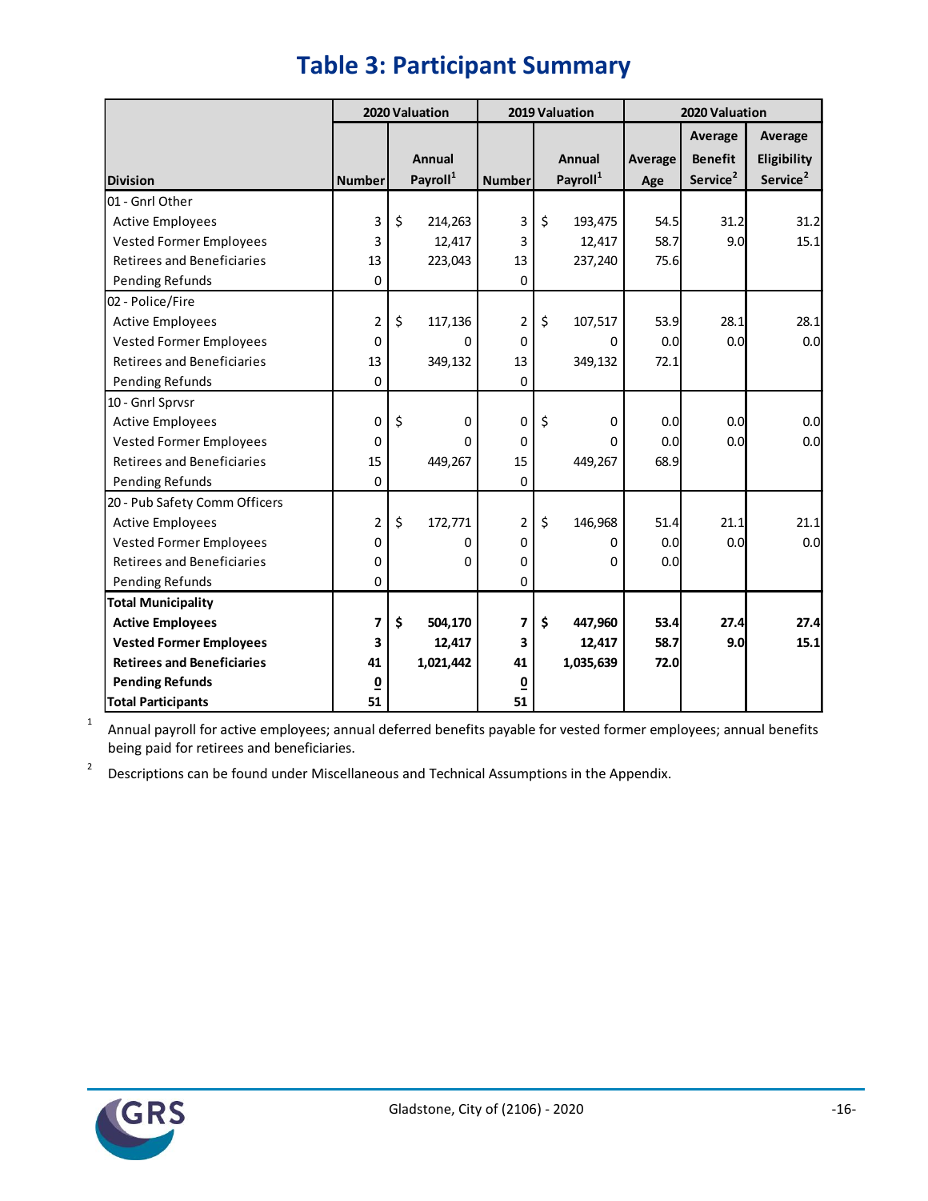# Table 3: Participant Summary

| | 2020 Valuation | | 2019 Valuation | | 2020 Valuation | | |
|---|---|---|---|---|---|---|---|
| **Division** | **Number** | **Annual Payroll[1]** | **Number** | **Annual Payroll[1]** | **Average Age** | **Average Benefit Service[2]** | **Average Eligibility Service[2]** |
| 01 - Gnrl Other | | | | | | | |
| Active Employees | 3 | $ 214,263 | 3 | $ 193,475 | 54.5 | 31.2 | 31.2 |
| Vested Former Employees | 3 | 12,417 | 3 | 12,417 | 58.7 | 9.0 | 15.1 |
| Retirees and Beneficiaries | 13 | 223,043 | 13 | 237,240 | 75.6 | | |
| Pending Refunds | 0 | | 0 | | | | |
| 02 - Police/Fire | | | | | | | |
| Active Employees | 2 | $ 117,136 | 2 | $ 107,517 | 53.9 | 28.1 | 28.1 |
| Vested Former Employees | 0 | 0 | 0 | 0 | 0.0 | 0.0 | 0.0 |
| Retirees and Beneficiaries | 13 | 349,132 | 13 | 349,132 | 72.1 | | |
| Pending Refunds | 0 | | 0 | | | | |
| 10 - Gnrl Sprvsr | | | | | | | |
| Active Employees | 0 | $ 0 | 0 | $ 0 | 0.0 | 0.0 | 0.0 |
| Vested Former Employees | 0 | 0 | 0 | 0 | 0.0 | 0.0 | 0.0 |
| Retirees and Beneficiaries | 15 | 449,267 | 15 | 449,267 | 68.9 | | |
| Pending Refunds | 0 | | 0 | | | | |
| 20 - Pub Safety Comm Officers | | | | | | | |
| Active Employees | 2 | $ 172,771 | 2 | $ 146,968 | 51.4 | 21.1 | 21.1 |
| Vested Former Employees | 0 | 0 | 0 | 0 | 0.0 | 0.0 | 0.0 |
| Retirees and Beneficiaries | 0 | 0 | 0 | 0 | 0.0 | | |
| Pending Refunds | 0 | | 0 | | | | |
| **Total Municipality** | | | | | | | |
| **Active Employees** | **7** | **$ 504,170** | **7** | **$ 447,960** | **53.4** | **27.4** | **27.4** |
| **Vested Former Employees** | **3** | **12,417** | **3** | **12,417** | **58.7** | **9.0** | **15.1** |
| **Retirees and Beneficiaries** | **41** | **1,021,442** | **41** | **1,035,639** | **72.0** | | |
| **Pending Refunds** | **0** | | **0** | | | | |
| **Total Participants** | **51** | | **51** | | | | |

[1] Annual payroll for active employees; annual deferred benefits payable for vested former employees; annual benefits being paid for retirees and beneficiaries.

[2] Descriptions can be found under Miscellaneous and Technical Assumptions in the Appendix.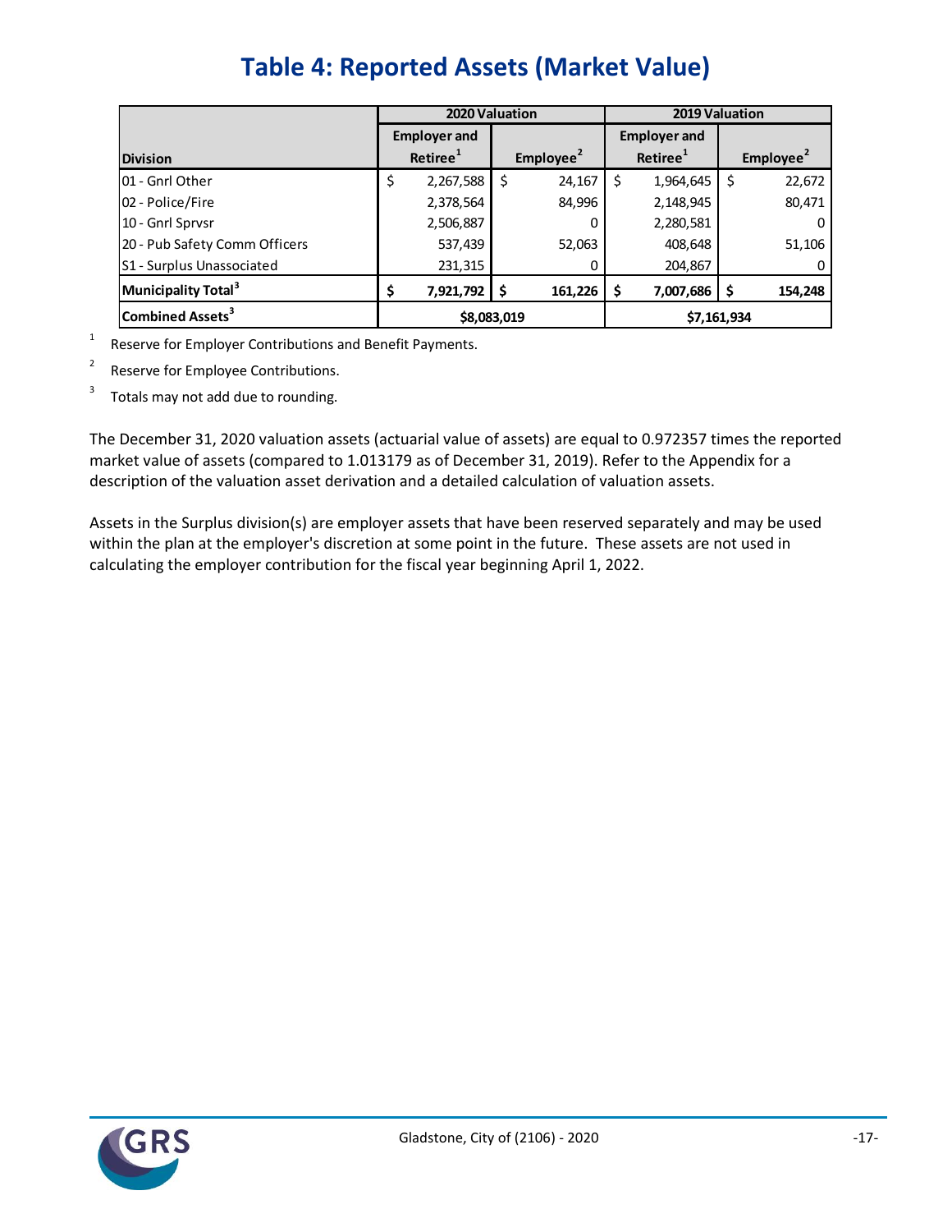# Table 4: Reported Assets (Market Value)

| Division | 2020 Valuation | | 2019 Valuation | |
|---|---|---|---|---|
| | Employer and Retiree[1] | Employee[2] | Employer and Retiree[1] | Employee[2] |
| 01 - Gnrl Other | $ 2,267,588 | $ 24,167 | $ 1,964,645 | $ 22,672 |
| 02 - Police/Fire | 2,378,564 | 84,996 | 2,148,945 | 80,471 |
| 10 - Gnrl Sprvsr | 2,506,887 | 0 | 2,280,581 | 0 |
| 20 - Pub Safety Comm Officers | 537,439 | 52,063 | 408,648 | 51,106 |
| S1 - Surplus Unassociated | 231,315 | 0 | 204,867 | 0 |
| **Municipality Total[3]** | **$ 7,921,792** | **$ 161,226** | **$ 7,007,686** | **$ 154,248** |
| **Combined Assets[3]** | **$8,083,019** | | **$7,161,934** | |

[1] Reserve for Employer Contributions and Benefit Payments.

[2] Reserve for Employee Contributions.

[3] Totals may not add due to rounding.

The December 31, 2020 valuation assets (actuarial value of assets) are equal to 0.972357 times the reported market value of assets (compared to 1.013179 as of December 31, 2019). Refer to the Appendix for a description of the valuation asset derivation and a detailed calculation of valuation assets.

Assets in the Surplus division(s) are employer assets that have been reserved separately and may be used within the plan at the employer's discretion at some point in the future. These assets are not used in calculating the employer contribution for the fiscal year beginning April 1, 2022.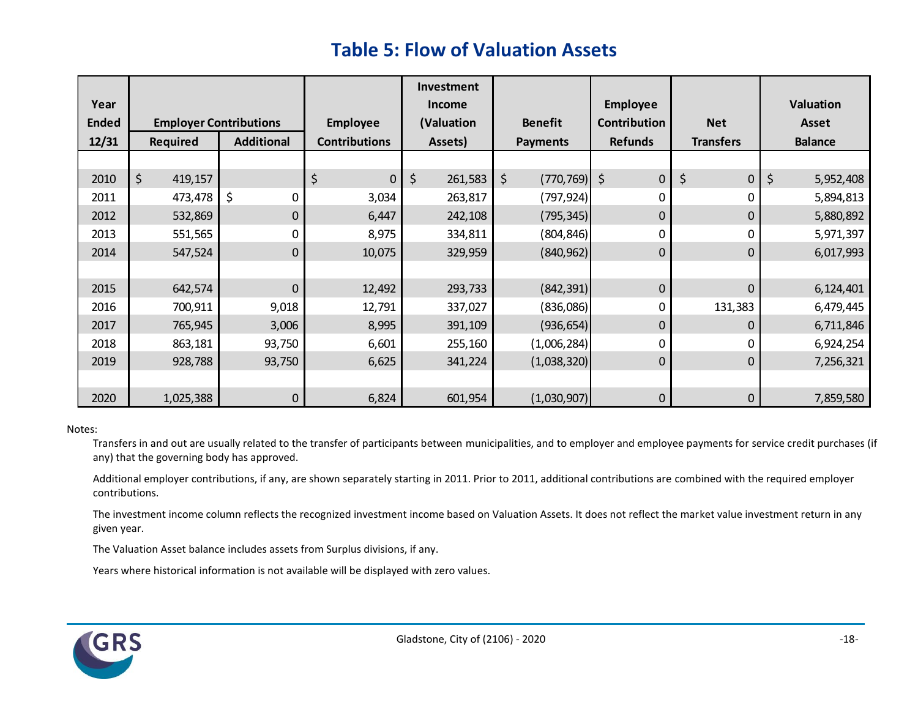# Table 5: Flow of Valuation Assets

| Year Ended 12/31 | Employer Contributions | | Employee Contributions | Investment Income (Valuation Assets) | Benefit Payments | Employee Contribution Refunds | Net Transfers | Valuation Asset Balance |
|---|---|---|---|---|---|---|---|---|
| | Required | Additional | | | | | | |
| 2010 | $ 419,157 | | $ 0 | $ 261,583 | $ (770,769) | $ 0 | $ 0 | $ 5,952,408 |
| 2011 | 473,478 | $ 0 | 3,034 | 263,817 | (797,924) | 0 | 0 | 5,894,813 |
| 2012 | 532,869 | 0 | 6,447 | 242,108 | (795,345) | 0 | 0 | 5,880,892 |
| 2013 | 551,565 | 0 | 8,975 | 334,811 | (804,846) | 0 | 0 | 5,971,397 |
| 2014 | 547,524 | 0 | 10,075 | 329,959 | (840,962) | 0 | 0 | 6,017,993 |
| 2015 | 642,574 | 0 | 12,492 | 293,733 | (842,391) | 0 | 0 | 6,124,401 |
| 2016 | 700,911 | 9,018 | 12,791 | 337,027 | (836,086) | 0 | 131,383 | 6,479,445 |
| 2017 | 765,945 | 3,006 | 8,995 | 391,109 | (936,654) | 0 | 0 | 6,711,846 |
| 2018 | 863,181 | 93,750 | 6,601 | 255,160 | (1,006,284) | 0 | 0 | 6,924,254 |
| 2019 | 928,788 | 93,750 | 6,625 | 341,224 | (1,038,320) | 0 | 0 | 7,256,321 |
| 2020 | 1,025,388 | 0 | 6,824 | 601,954 | (1,030,907) | 0 | 0 | 7,859,580 |

Notes:

Transfers in and out are usually related to the transfer of participants between municipalities, and to employer and employee payments for service credit purchases (if any) that the governing body has approved.

Additional employer contributions, if any, are shown separately starting in 2011. Prior to 2011, additional contributions are combined with the required employer contributions.

The investment income column reflects the recognized investment income based on Valuation Assets. It does not reflect the market value investment return in any given year.

The Valuation Asset balance includes assets from Surplus divisions, if any.

Years where historical information is not available will be displayed with zero values.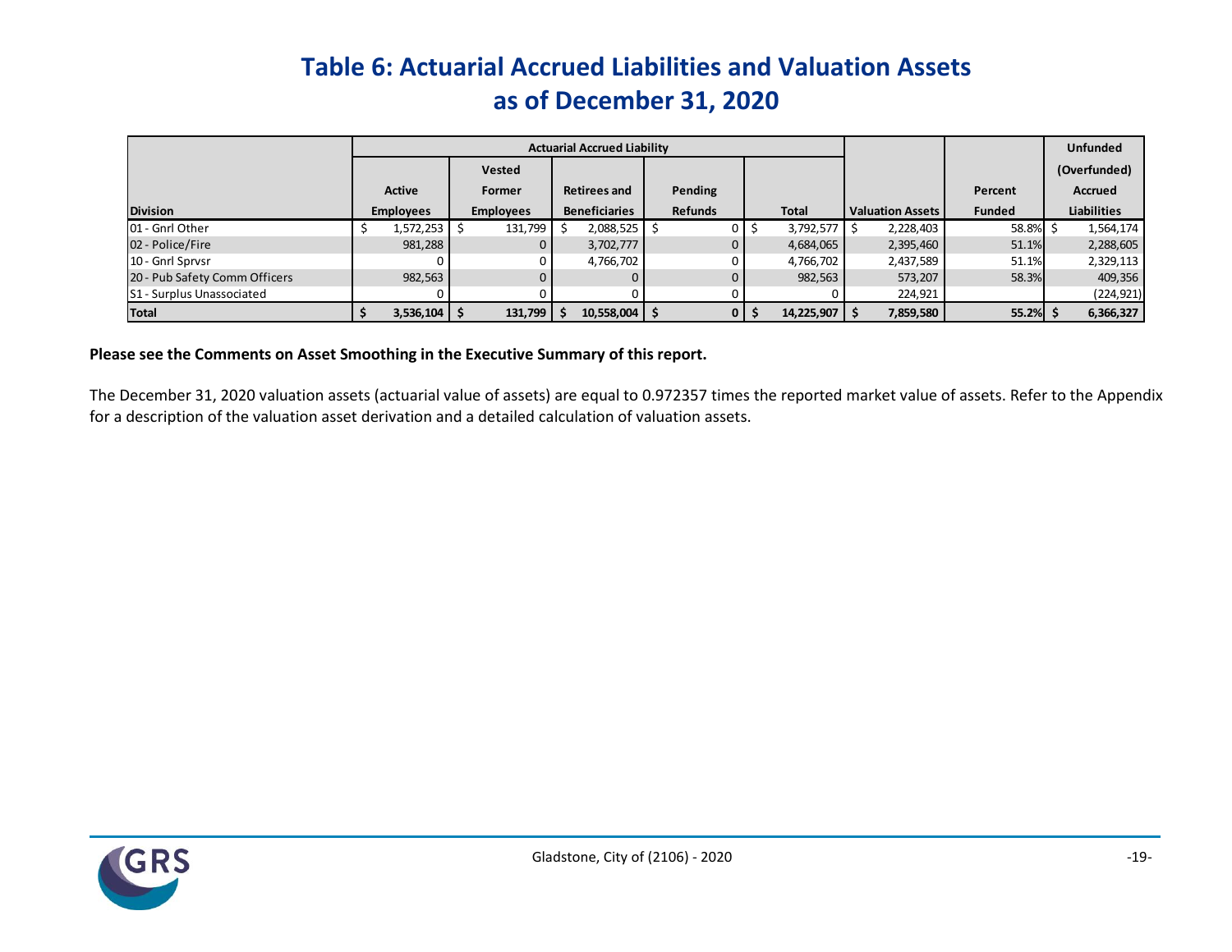# Table 6: Actuarial Accrued Liabilities and Valuation Assets as of December 31, 2020

| Division | Actuarial Accrued Liability | | | | | | | Unfunded |
|---|---|---|---|---|---|---|---|---|
| | Active Employees | Vested Former Employees | Retirees and Beneficiaries | Pending Refunds | Total | Valuation Assets | Percent Funded | (Overfunded) Accrued Liabilities |
| 01 - Gnrl Other | $ 1,572,253 | $ 131,799 | $ 2,088,525 | $ 0 | $ 3,792,577 | $ 2,228,403 | 58.8% | $ 1,564,174 |
| 02 - Police/Fire | 981,288 | 0 | 3,702,777 | 0 | 4,684,065 | 2,395,460 | 51.1% | 2,288,605 |
| 10 - Gnrl Sprvsr | 0 | 0 | 4,766,702 | 0 | 4,766,702 | 2,437,589 | 51.1% | 2,329,113 |
| 20 - Pub Safety Comm Officers | 982,563 | 0 | 0 | 0 | 982,563 | 573,207 | 58.3% | 409,356 |
| S1 - Surplus Unassociated | 0 | 0 | 0 | 0 | 0 | 224,921 | | (224,921) |
| **Total** | **$ 3,536,104** | **$ 131,799** | **$ 10,558,004** | **$ 0** | **$ 14,225,907** | **$ 7,859,580** | **55.2%** | **$ 6,366,327** |

**Please see the Comments on Asset Smoothing in the Executive Summary of this report.**

The December 31, 2020 valuation assets (actuarial value of assets) are equal to 0.972357 times the reported market value of assets. Refer to the Appendix for a description of the valuation asset derivation and a detailed calculation of valuation assets.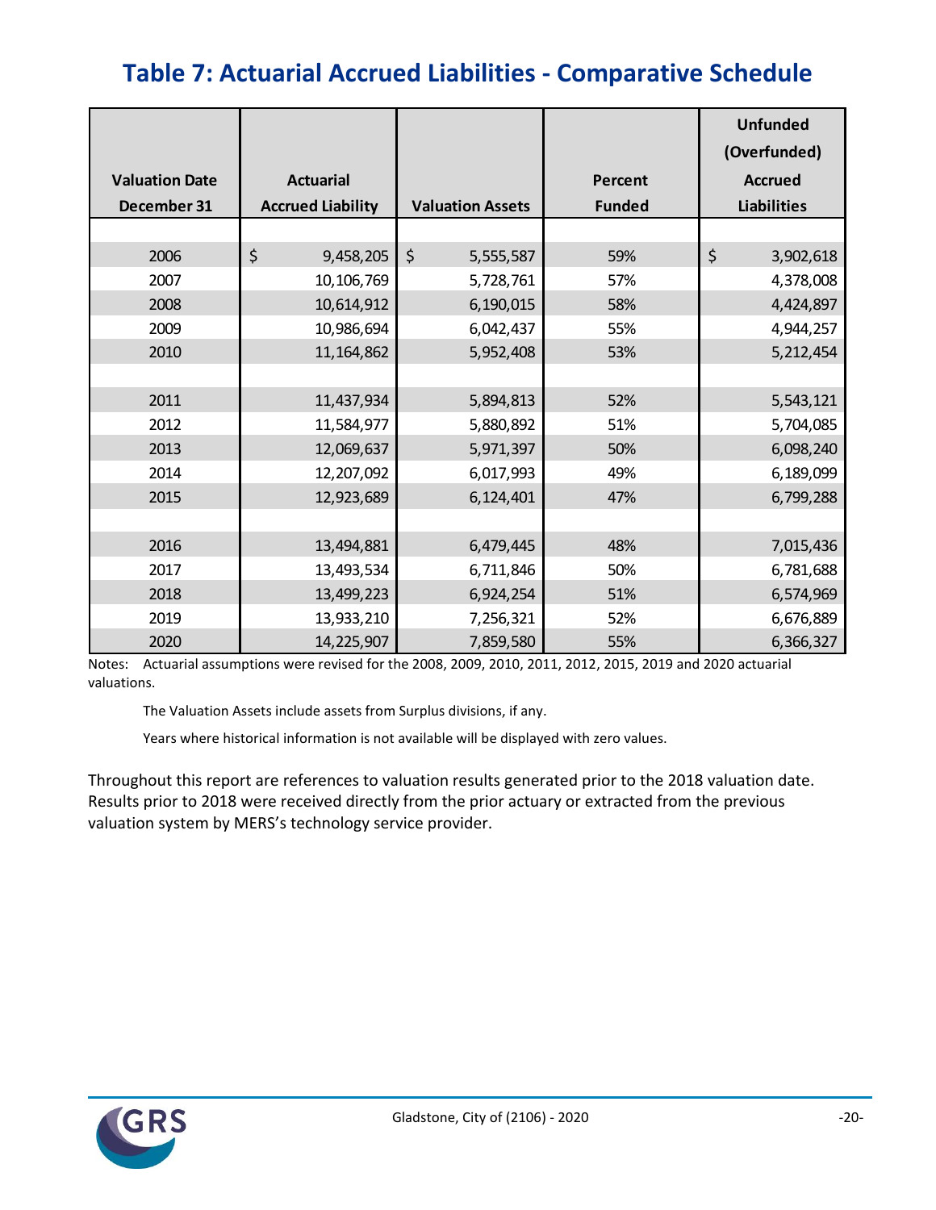# Table 7: Actuarial Accrued Liabilities - Comparative Schedule

| Valuation Date December 31 | Actuarial Accrued Liability | Valuation Assets | Percent Funded | Unfunded (Overfunded) Accrued Liabilities |
|---|---|---|---|---|
| 2006 | $ 9,458,205 | $ 5,555,587 | 59% | $ 3,902,618 |
| 2007 | 10,106,769 | 5,728,761 | 57% | 4,378,008 |
| 2008 | 10,614,912 | 6,190,015 | 58% | 4,424,897 |
| 2009 | 10,986,694 | 6,042,437 | 55% | 4,944,257 |
| 2010 | 11,164,862 | 5,952,408 | 53% | 5,212,454 |
| 2011 | 11,437,934 | 5,894,813 | 52% | 5,543,121 |
| 2012 | 11,584,977 | 5,880,892 | 51% | 5,704,085 |
| 2013 | 12,069,637 | 5,971,397 | 50% | 6,098,240 |
| 2014 | 12,207,092 | 6,017,993 | 49% | 6,189,099 |
| 2015 | 12,923,689 | 6,124,401 | 47% | 6,799,288 |
| 2016 | 13,494,881 | 6,479,445 | 48% | 7,015,436 |
| 2017 | 13,493,534 | 6,711,846 | 50% | 6,781,688 |
| 2018 | 13,499,223 | 6,924,254 | 51% | 6,574,969 |
| 2019 | 13,933,210 | 7,256,321 | 52% | 6,676,889 |
| 2020 | 14,225,907 | 7,859,580 | 55% | 6,366,327 |

Notes: Actuarial assumptions were revised for the 2008, 2009, 2010, 2011, 2012, 2015, 2019 and 2020 actuarial valuations.

The Valuation Assets include assets from Surplus divisions, if any.

Years where historical information is not available will be displayed with zero values.

Throughout this report are references to valuation results generated prior to the 2018 valuation date. Results prior to 2018 were received directly from the prior actuary or extracted from the previous valuation system by MERS's technology service provider.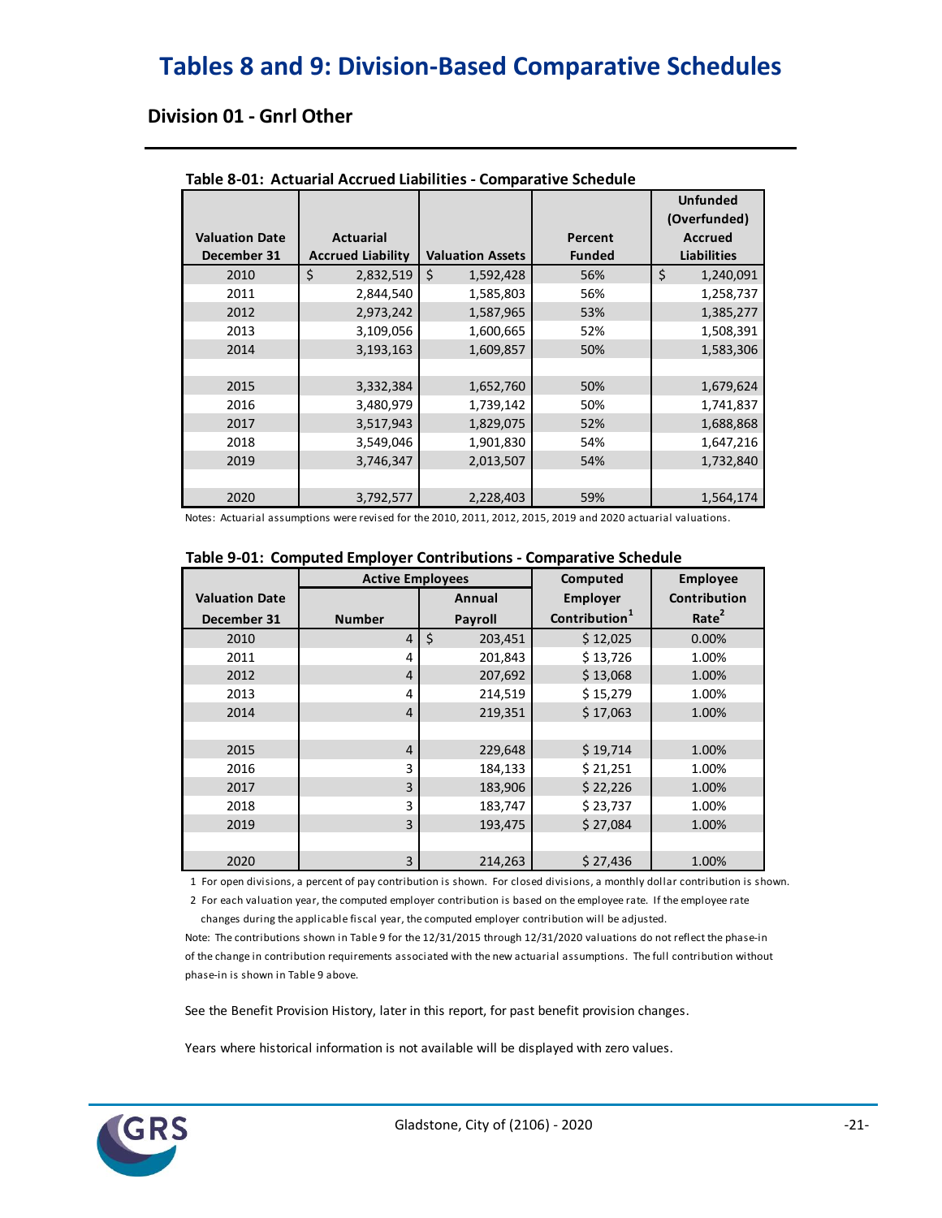# Tables 8 and 9: Division-Based Comparative Schedules

## Division 01 - Gnrl Other

**Table 8-01: Actuarial Accrued Liabilities - Comparative Schedule**

| Valuation Date December 31 | Actuarial Accrued Liability | Valuation Assets | Percent Funded | Unfunded (Overfunded) Accrued Liabilities |
|---|---|---|---|---|
| 2010 | $ 2,832,519 | $ 1,592,428 | 56% | $ 1,240,091 |
| 2011 | 2,844,540 | 1,585,803 | 56% | 1,258,737 |
| 2012 | 2,973,242 | 1,587,965 | 53% | 1,385,277 |
| 2013 | 3,109,056 | 1,600,665 | 52% | 1,508,391 |
| 2014 | 3,193,163 | 1,609,857 | 50% | 1,583,306 |
| | | | | |
| 2015 | 3,332,384 | 1,652,760 | 50% | 1,679,624 |
| 2016 | 3,480,979 | 1,739,142 | 50% | 1,741,837 |
| 2017 | 3,517,943 | 1,829,075 | 52% | 1,688,868 |
| 2018 | 3,549,046 | 1,901,830 | 54% | 1,647,216 |
| 2019 | 3,746,347 | 2,013,507 | 54% | 1,732,840 |
| | | | | |
| 2020 | 3,792,577 | 2,228,403 | 59% | 1,564,174 |

Notes: Actuarial assumptions were revised for the 2010, 2011, 2012, 2015, 2019 and 2020 actuarial valuations.

**Table 9-01: Computed Employer Contributions - Comparative Schedule**

| Valuation Date | Active Employees | | Computed | Employee |
|---|---|---|---|---|
| December 31 | Number | Annual Payroll | Employer Contribution[1] | Contribution Rate[2] |
| 2010 | 4 | $ 203,451 | $ 12,025 | 0.00% |
| 2011 | 4 | 201,843 | $ 13,726 | 1.00% |
| 2012 | 4 | 207,692 | $ 13,068 | 1.00% |
| 2013 | 4 | 214,519 | $ 15,279 | 1.00% |
| 2014 | 4 | 219,351 | $ 17,063 | 1.00% |
| | | | | |
| 2015 | 4 | 229,648 | $ 19,714 | 1.00% |
| 2016 | 3 | 184,133 | $ 21,251 | 1.00% |
| 2017 | 3 | 183,906 | $ 22,226 | 1.00% |
| 2018 | 3 | 183,747 | $ 23,737 | 1.00% |
| 2019 | 3 | 193,475 | $ 27,084 | 1.00% |
| | | | | |
| 2020 | 3 | 214,263 | $ 27,436 | 1.00% |

1 For open divisions, a percent of pay contribution is shown. For closed divisions, a monthly dollar contribution is shown.

2 For each valuation year, the computed employer contribution is based on the employee rate. If the employee rate changes during the applicable fiscal year, the computed employer contribution will be adjusted.

Note: The contributions shown in Table 9 for the 12/31/2015 through 12/31/2020 valuations do not reflect the phase-in of the change in contribution requirements associated with the new actuarial assumptions. The full contribution without phase-in is shown in Table 9 above.

See the Benefit Provision History, later in this report, for past benefit provision changes.

Years where historical information is not available will be displayed with zero values.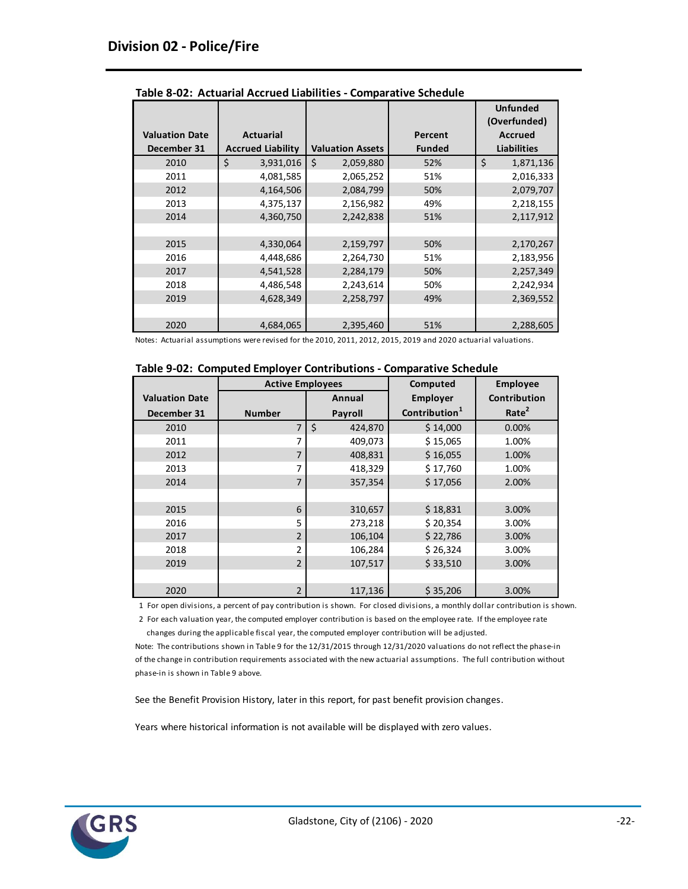## Division 02 - Police/Fire

**Table 8-02: Actuarial Accrued Liabilities - Comparative Schedule**

| Valuation Date December 31 | Actuarial Accrued Liability | Valuation Assets | Percent Funded | Unfunded (Overfunded) Accrued Liabilities |
|---|---|---|---|---|
| 2010 | $ 3,931,016 | $ 2,059,880 | 52% | $ 1,871,136 |
| 2011 | 4,081,585 | 2,065,252 | 51% | 2,016,333 |
| 2012 | 4,164,506 | 2,084,799 | 50% | 2,079,707 |
| 2013 | 4,375,137 | 2,156,982 | 49% | 2,218,155 |
| 2014 | 4,360,750 | 2,242,838 | 51% | 2,117,912 |
| | | | | |
| 2015 | 4,330,064 | 2,159,797 | 50% | 2,170,267 |
| 2016 | 4,448,686 | 2,264,730 | 51% | 2,183,956 |
| 2017 | 4,541,528 | 2,284,179 | 50% | 2,257,349 |
| 2018 | 4,486,548 | 2,243,614 | 50% | 2,242,934 |
| 2019 | 4,628,349 | 2,258,797 | 49% | 2,369,552 |
| | | | | |
| 2020 | 4,684,065 | 2,395,460 | 51% | 2,288,605 |

Notes: Actuarial assumptions were revised for the 2010, 2011, 2012, 2015, 2019 and 2020 actuarial valuations.

**Table 9-02: Computed Employer Contributions - Comparative Schedule**

| Valuation Date | Active Employees | | Computed Employer | Employee Contribution |
|---|---|---|---|---|
| December 31 | Number | Annual Payroll | Contribution[1] | Rate[2] |
| 2010 | 7 | $ 424,870 | $ 14,000 | 0.00% |
| 2011 | 7 | 409,073 | $ 15,065 | 1.00% |
| 2012 | 7 | 408,831 | $ 16,055 | 1.00% |
| 2013 | 7 | 418,329 | $ 17,760 | 1.00% |
| 2014 | 7 | 357,354 | $ 17,056 | 2.00% |
| | | | | |
| 2015 | 6 | 310,657 | $ 18,831 | 3.00% |
| 2016 | 5 | 273,218 | $ 20,354 | 3.00% |
| 2017 | 2 | 106,104 | $ 22,786 | 3.00% |
| 2018 | 2 | 106,284 | $ 26,324 | 3.00% |
| 2019 | 2 | 107,517 | $ 33,510 | 3.00% |
| | | | | |
| 2020 | 2 | 117,136 | $ 35,206 | 3.00% |

1 For open divisions, a percent of pay contribution is shown. For closed divisions, a monthly dollar contribution is shown.

2 For each valuation year, the computed employer contribution is based on the employee rate. If the employee rate changes during the applicable fiscal year, the computed employer contribution will be adjusted.

Note: The contributions shown in Table 9 for the 12/31/2015 through 12/31/2020 valuations do not reflect the phase-in of the change in contribution requirements associated with the new actuarial assumptions. The full contribution without phase-in is shown in Table 9 above.

See the Benefit Provision History, later in this report, for past benefit provision changes.

Years where historical information is not available will be displayed with zero values.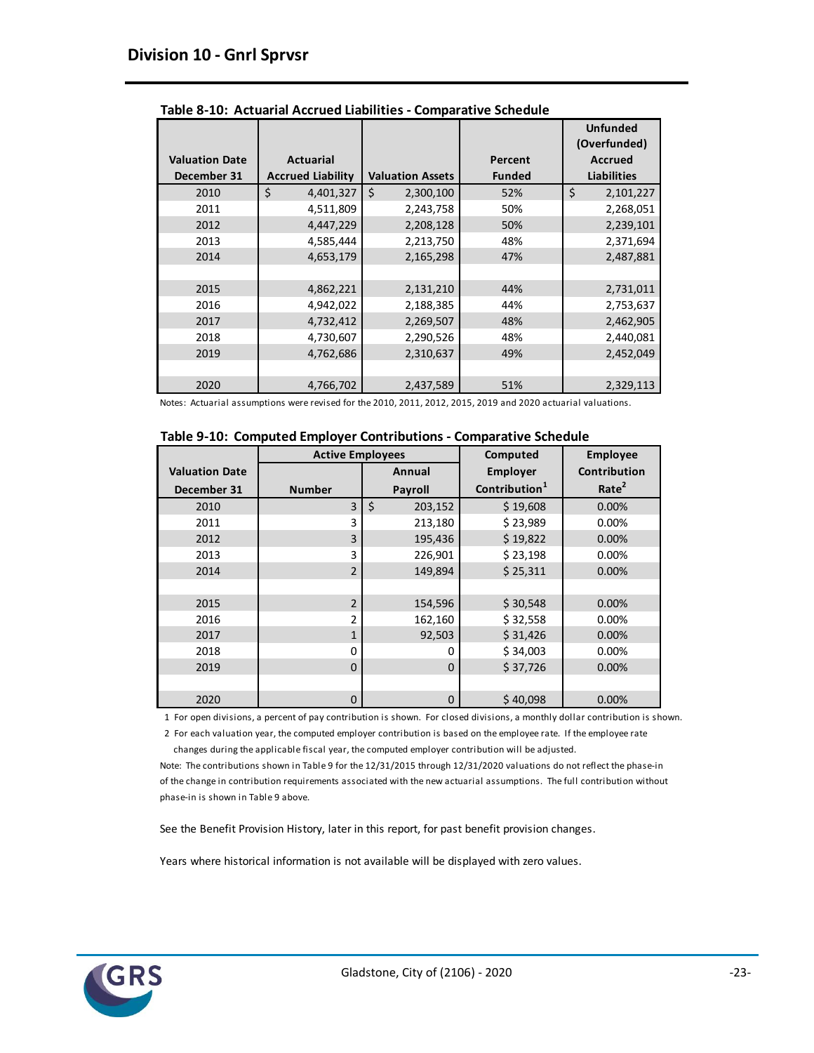## Division 10 - Gnrl Sprvsr

**Table 8-10: Actuarial Accrued Liabilities - Comparative Schedule**

| Valuation Date December 31 | Actuarial Accrued Liability | Valuation Assets | Percent Funded | Unfunded (Overfunded) Accrued Liabilities |
|---|---|---|---|---|
| 2010 | $ 4,401,327 | $ 2,300,100 | 52% | $ 2,101,227 |
| 2011 | 4,511,809 | 2,243,758 | 50% | 2,268,051 |
| 2012 | 4,447,229 | 2,208,128 | 50% | 2,239,101 |
| 2013 | 4,585,444 | 2,213,750 | 48% | 2,371,694 |
| 2014 | 4,653,179 | 2,165,298 | 47% | 2,487,881 |
| | | | | |
| 2015 | 4,862,221 | 2,131,210 | 44% | 2,731,011 |
| 2016 | 4,942,022 | 2,188,385 | 44% | 2,753,637 |
| 2017 | 4,732,412 | 2,269,507 | 48% | 2,462,905 |
| 2018 | 4,730,607 | 2,290,526 | 48% | 2,440,081 |
| 2019 | 4,762,686 | 2,310,637 | 49% | 2,452,049 |
| | | | | |
| 2020 | 4,766,702 | 2,437,589 | 51% | 2,329,113 |

Notes: Actuarial assumptions were revised for the 2010, 2011, 2012, 2015, 2019 and 2020 actuarial valuations.

**Table 9-10: Computed Employer Contributions - Comparative Schedule**

| Valuation Date December 31 | Active Employees Number | Active Employees Annual Payroll | Computed Employer Contribution[1] | Employee Contribution Rate[2] |
|---|---|---|---|---|
| 2010 | 3 | $ 203,152 | $ 19,608 | 0.00% |
| 2011 | 3 | 213,180 | $ 23,989 | 0.00% |
| 2012 | 3 | 195,436 | $ 19,822 | 0.00% |
| 2013 | 3 | 226,901 | $ 23,198 | 0.00% |
| 2014 | 2 | 149,894 | $ 25,311 | 0.00% |
| | | | | |
| 2015 | 2 | 154,596 | $ 30,548 | 0.00% |
| 2016 | 2 | 162,160 | $ 32,558 | 0.00% |
| 2017 | 1 | 92,503 | $ 31,426 | 0.00% |
| 2018 | 0 | 0 | $ 34,003 | 0.00% |
| 2019 | 0 | 0 | $ 37,726 | 0.00% |
| | | | | |
| 2020 | 0 | 0 | $ 40,098 | 0.00% |

1 For open divisions, a percent of pay contribution is shown. For closed divisions, a monthly dollar contribution is shown.

2 For each valuation year, the computed employer contribution is based on the employee rate. If the employee rate changes during the applicable fiscal year, the computed employer contribution will be adjusted.

Note: The contributions shown in Table 9 for the 12/31/2015 through 12/31/2020 valuations do not reflect the phase-in of the change in contribution requirements associated with the new actuarial assumptions. The full contribution without phase-in is shown in Table 9 above.

See the Benefit Provision History, later in this report, for past benefit provision changes.

Years where historical information is not available will be displayed with zero values.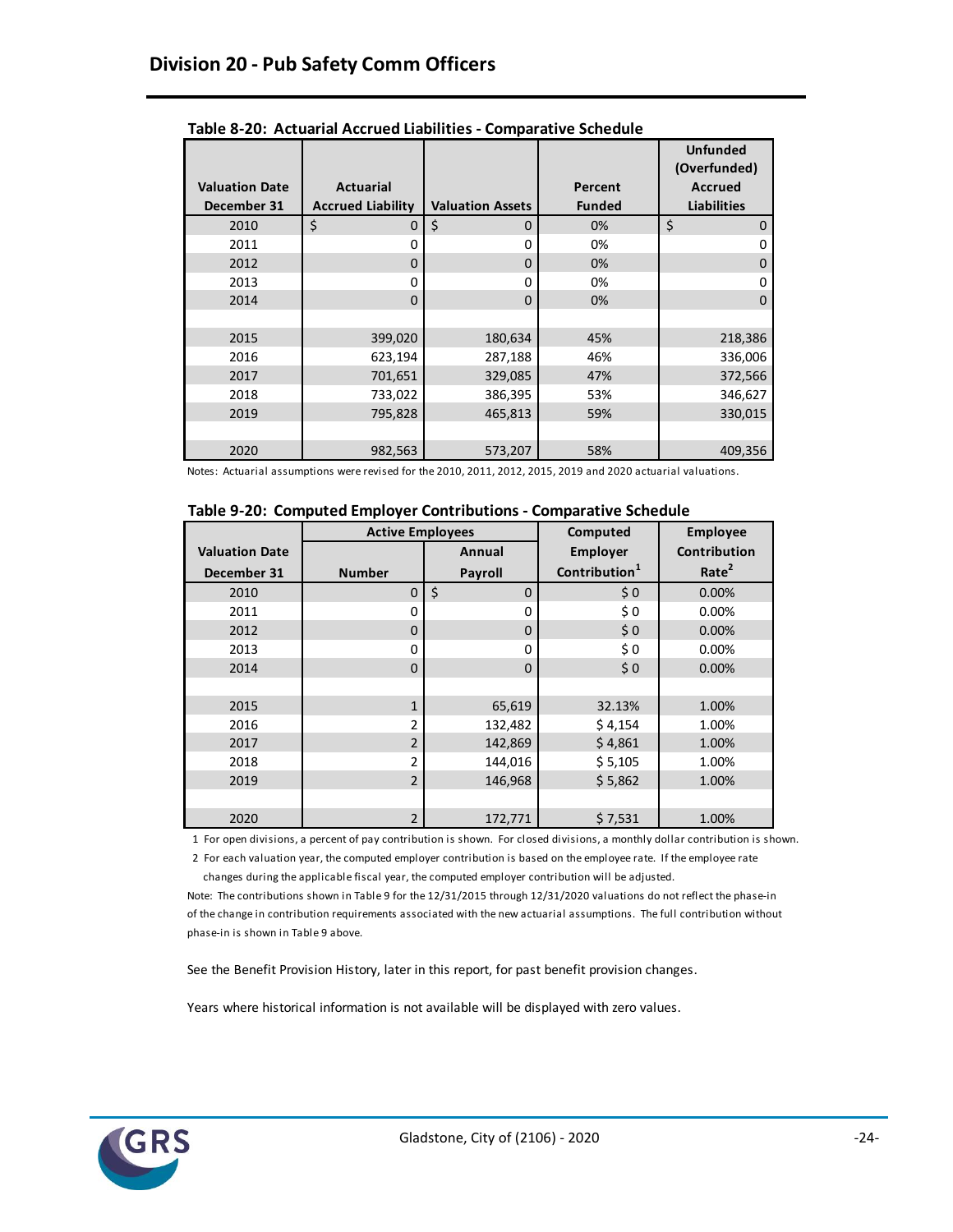## Division 20 - Pub Safety Comm Officers

**Table 8-20: Actuarial Accrued Liabilities - Comparative Schedule**

| Valuation Date December 31 | Actuarial Accrued Liability | Valuation Assets | Percent Funded | Unfunded (Overfunded) Accrued Liabilities |
|---|---|---|---|---|
| 2010 | $ 0 | $ 0 | 0% | $ 0 |
| 2011 | 0 | 0 | 0% | 0 |
| 2012 | 0 | 0 | 0% | 0 |
| 2013 | 0 | 0 | 0% | 0 |
| 2014 | 0 | 0 | 0% | 0 |
| | | | | |
| 2015 | 399,020 | 180,634 | 45% | 218,386 |
| 2016 | 623,194 | 287,188 | 46% | 336,006 |
| 2017 | 701,651 | 329,085 | 47% | 372,566 |
| 2018 | 733,022 | 386,395 | 53% | 346,627 |
| 2019 | 795,828 | 465,813 | 59% | 330,015 |
| | | | | |
| 2020 | 982,563 | 573,207 | 58% | 409,356 |

Notes: Actuarial assumptions were revised for the 2010, 2011, 2012, 2015, 2019 and 2020 actuarial valuations.

**Table 9-20: Computed Employer Contributions - Comparative Schedule**

| Valuation Date December 31 | Active Employees | | Computed Employer Contribution[1] | Employee Contribution Rate[2] |
|---|---|---|---|---|
| | Number | Annual Payroll | | |
| 2010 | 0 | $ 0 | $ 0 | 0.00% |
| 2011 | 0 | 0 | $ 0 | 0.00% |
| 2012 | 0 | 0 | $ 0 | 0.00% |
| 2013 | 0 | 0 | $ 0 | 0.00% |
| 2014 | 0 | 0 | $ 0 | 0.00% |
| | | | | |
| 2015 | 1 | 65,619 | 32.13% | 1.00% |
| 2016 | 2 | 132,482 | $ 4,154 | 1.00% |
| 2017 | 2 | 142,869 | $ 4,861 | 1.00% |
| 2018 | 2 | 144,016 | $ 5,105 | 1.00% |
| 2019 | 2 | 146,968 | $ 5,862 | 1.00% |
| | | | | |
| 2020 | 2 | 172,771 | $ 7,531 | 1.00% |

1 For open divisions, a percent of pay contribution is shown. For closed divisions, a monthly dollar contribution is shown.

2 For each valuation year, the computed employer contribution is based on the employee rate. If the employee rate changes during the applicable fiscal year, the computed employer contribution will be adjusted.

Note: The contributions shown in Table 9 for the 12/31/2015 through 12/31/2020 valuations do not reflect the phase-in of the change in contribution requirements associated with the new actuarial assumptions. The full contribution without phase-in is shown in Table 9 above.

See the Benefit Provision History, later in this report, for past benefit provision changes.

Years where historical information is not available will be displayed with zero values.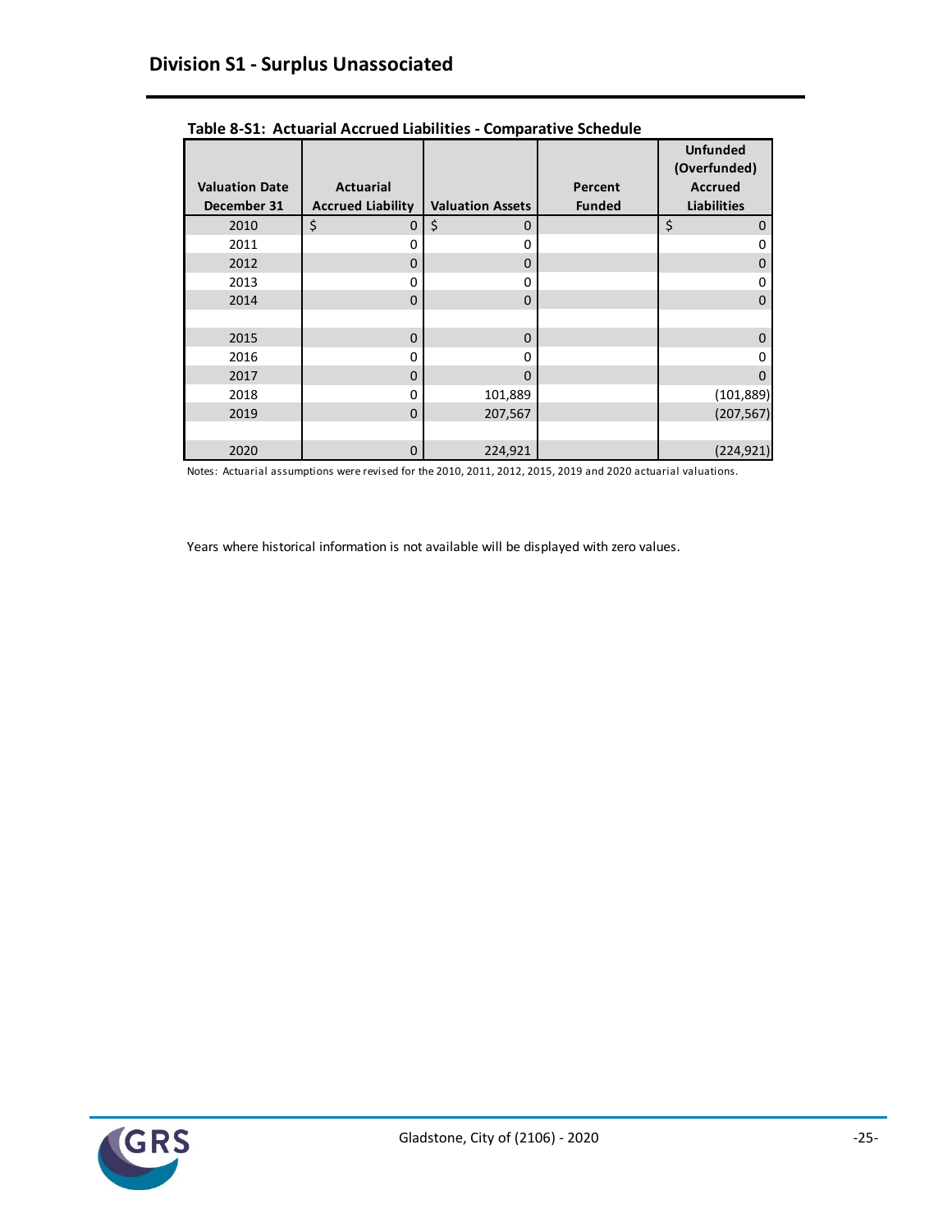# Division S1 - Surplus Unassociated

**Table 8-S1: Actuarial Accrued Liabilities - Comparative Schedule**

| Valuation Date December 31 | Actuarial Accrued Liability | Valuation Assets | Percent Funded | Unfunded (Overfunded) Accrued Liabilities |
|---|---|---|---|---|
| 2010 | $ 0 | $ 0 | | $ 0 |
| 2011 | 0 | 0 | | 0 |
| 2012 | 0 | 0 | | 0 |
| 2013 | 0 | 0 | | 0 |
| 2014 | 0 | 0 | | 0 |
| | | | | |
| 2015 | 0 | 0 | | 0 |
| 2016 | 0 | 0 | | 0 |
| 2017 | 0 | 0 | | 0 |
| 2018 | 0 | 101,889 | | (101,889) |
| 2019 | 0 | 207,567 | | (207,567) |
| | | | | |
| 2020 | 0 | 224,921 | | (224,921) |

Notes: Actuarial assumptions were revised for the 2010, 2011, 2012, 2015, 2019 and 2020 actuarial valuations.

Years where historical information is not available will be displayed with zero values.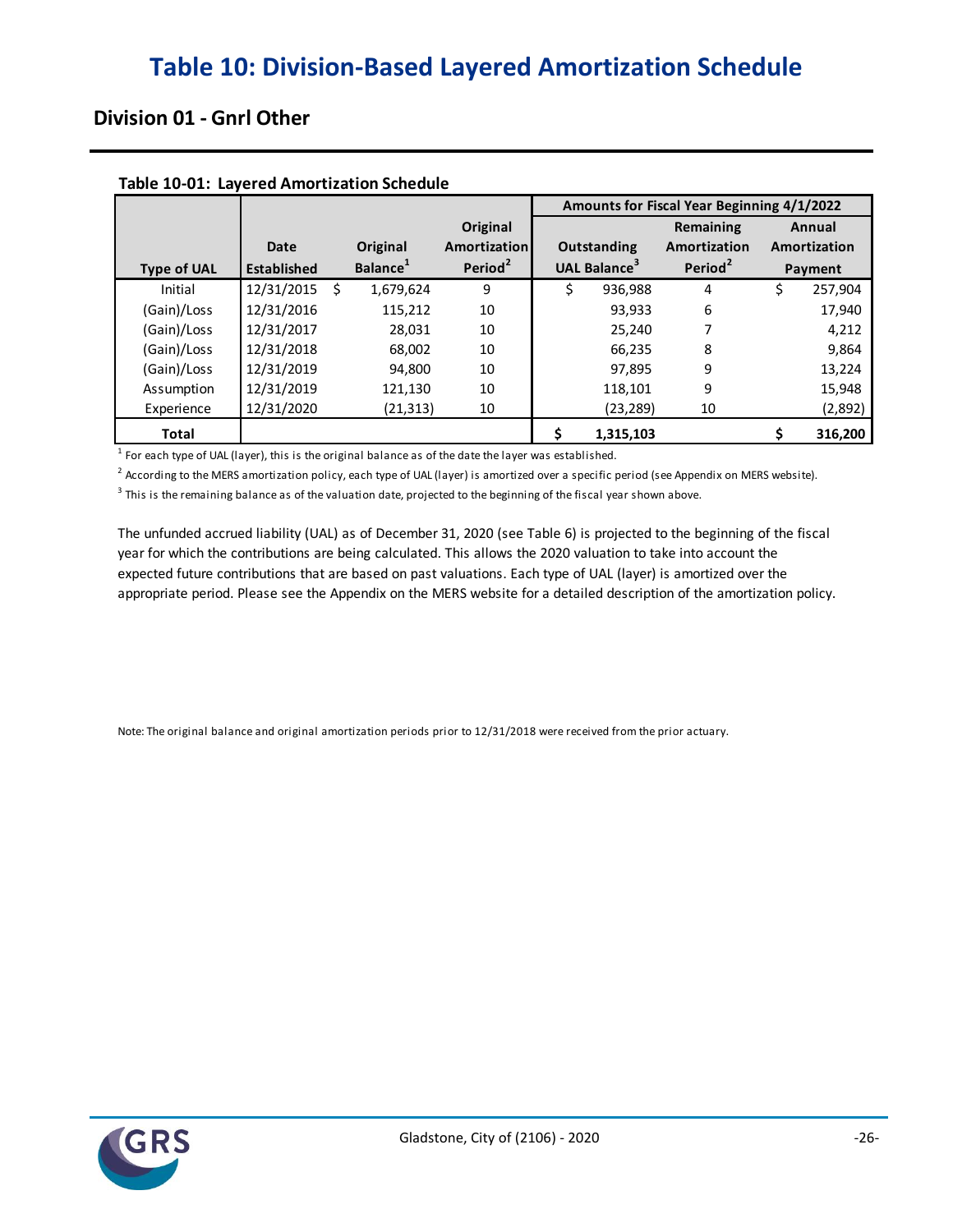# Table 10: Division-Based Layered Amortization Schedule

## Division 01 - Gnrl Other

**Table 10-01: Layered Amortization Schedule**

| | | | | Amounts for Fiscal Year Beginning 4/1/2022 | | |
|---|---|---|---|---|---|---|
| Type of UAL | Date Established | Original Balance[1] | Original Amortization Period[2] | Outstanding UAL Balance[3] | Remaining Amortization Period[2] | Annual Amortization Payment |
| Initial | 12/31/2015 | $ 1,679,624 | 9 | $ 936,988 | 4 | $ 257,904 |
| (Gain)/Loss | 12/31/2016 | 115,212 | 10 | 93,933 | 6 | 17,940 |
| (Gain)/Loss | 12/31/2017 | 28,031 | 10 | 25,240 | 7 | 4,212 |
| (Gain)/Loss | 12/31/2018 | 68,002 | 10 | 66,235 | 8 | 9,864 |
| (Gain)/Loss | 12/31/2019 | 94,800 | 10 | 97,895 | 9 | 13,224 |
| Assumption | 12/31/2019 | 121,130 | 10 | 118,101 | 9 | 15,948 |
| Experience | 12/31/2020 | (21,313) | 10 | (23,289) | 10 | (2,892) |
| **Total** | | | | **$ 1,315,103** | | **$ 316,200** |

[1] For each type of UAL (layer), this is the original balance as of the date the layer was established.

[2] According to the MERS amortization policy, each type of UAL (layer) is amortized over a specific period (see Appendix on MERS website).

[3] This is the remaining balance as of the valuation date, projected to the beginning of the fiscal year shown above.

The unfunded accrued liability (UAL) as of December 31, 2020 (see Table 6) is projected to the beginning of the fiscal year for which the contributions are being calculated. This allows the 2020 valuation to take into account the expected future contributions that are based on past valuations. Each type of UAL (layer) is amortized over the appropriate period. Please see the Appendix on the MERS website for a detailed description of the amortization policy.

Note: The original balance and original amortization periods prior to 12/31/2018 were received from the prior actuary.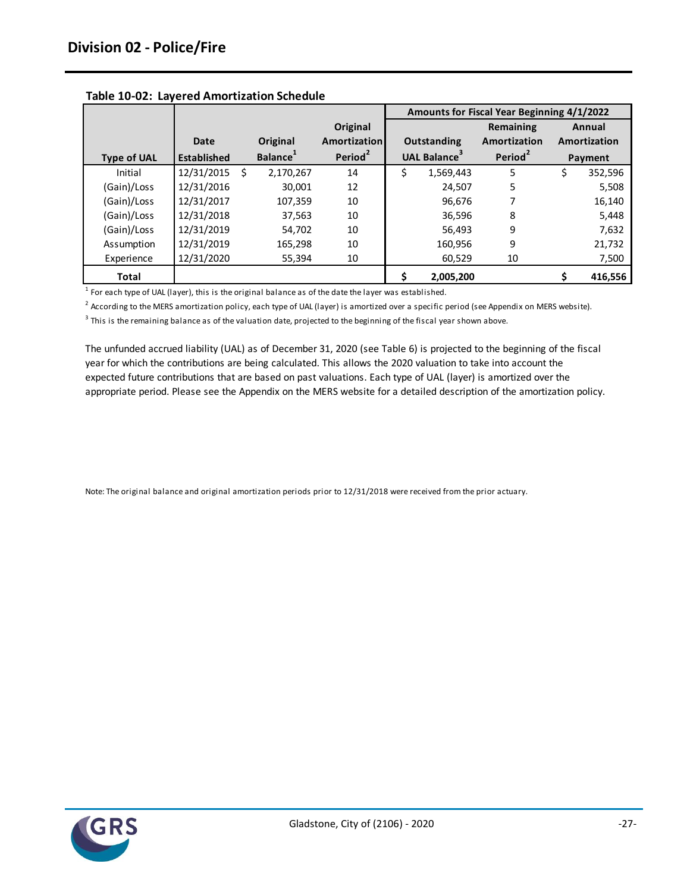## Division 02 - Police/Fire

**Table 10-02: Layered Amortization Schedule**

| | | | | Amounts for Fiscal Year Beginning 4/1/2022 | | |
|---|---|---|---|---|---|---|
| **Type of UAL** | **Date Established** | **Original Balance[1]** | **Original Amortization Period[2]** | **Outstanding UAL Balance[3]** | **Remaining Amortization Period[2]** | **Annual Amortization Payment** |
| Initial | 12/31/2015 | $ 2,170,267 | 14 | $ 1,569,443 | 5 | $ 352,596 |
| (Gain)/Loss | 12/31/2016 | 30,001 | 12 | 24,507 | 5 | 5,508 |
| (Gain)/Loss | 12/31/2017 | 107,359 | 10 | 96,676 | 7 | 16,140 |
| (Gain)/Loss | 12/31/2018 | 37,563 | 10 | 36,596 | 8 | 5,448 |
| (Gain)/Loss | 12/31/2019 | 54,702 | 10 | 56,493 | 9 | 7,632 |
| Assumption | 12/31/2019 | 165,298 | 10 | 160,956 | 9 | 21,732 |
| Experience | 12/31/2020 | 55,394 | 10 | 60,529 | 10 | 7,500 |
| **Total** | | | | **$ 2,005,200** | | **$ 416,556** |

[1] For each type of UAL (layer), this is the original balance as of the date the layer was established.

[2] According to the MERS amortization policy, each type of UAL (layer) is amortized over a specific period (see Appendix on MERS website).

[3] This is the remaining balance as of the valuation date, projected to the beginning of the fiscal year shown above.

The unfunded accrued liability (UAL) as of December 31, 2020 (see Table 6) is projected to the beginning of the fiscal year for which the contributions are being calculated. This allows the 2020 valuation to take into account the expected future contributions that are based on past valuations. Each type of UAL (layer) is amortized over the appropriate period. Please see the Appendix on the MERS website for a detailed description of the amortization policy.

Note: The original balance and original amortization periods prior to 12/31/2018 were received from the prior actuary.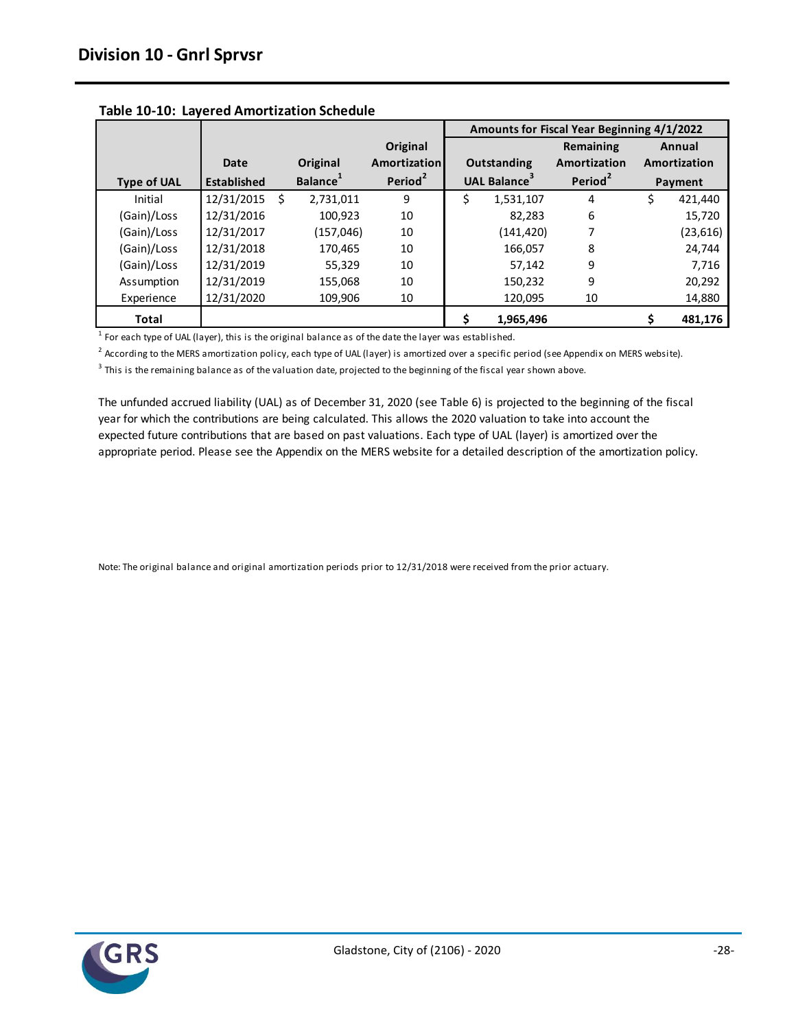## Division 10 - Gnrl Sprvsr

**Table 10-10: Layered Amortization Schedule**

| | | | | Amounts for Fiscal Year Beginning 4/1/2022 | | |
|---|---|---|---|---|---|---|
| Type of UAL | Date Established | Original Balance[1] | Original Amortization Period[2] | Outstanding UAL Balance[3] | Remaining Amortization Period[2] | Annual Amortization Payment |
| Initial | 12/31/2015 | $ 2,731,011 | 9 | $ 1,531,107 | 4 | $ 421,440 |
| (Gain)/Loss | 12/31/2016 | 100,923 | 10 | 82,283 | 6 | 15,720 |
| (Gain)/Loss | 12/31/2017 | (157,046) | 10 | (141,420) | 7 | (23,616) |
| (Gain)/Loss | 12/31/2018 | 170,465 | 10 | 166,057 | 8 | 24,744 |
| (Gain)/Loss | 12/31/2019 | 55,329 | 10 | 57,142 | 9 | 7,716 |
| Assumption | 12/31/2019 | 155,068 | 10 | 150,232 | 9 | 20,292 |
| Experience | 12/31/2020 | 109,906 | 10 | 120,095 | 10 | 14,880 |
| **Total** | | | | **$ 1,965,496** | | **$ 481,176** |

[1] For each type of UAL (layer), this is the original balance as of the date the layer was established.

[2] According to the MERS amortization policy, each type of UAL (layer) is amortized over a specific period (see Appendix on MERS website).

[3] This is the remaining balance as of the valuation date, projected to the beginning of the fiscal year shown above.

The unfunded accrued liability (UAL) as of December 31, 2020 (see Table 6) is projected to the beginning of the fiscal year for which the contributions are being calculated. This allows the 2020 valuation to take into account the expected future contributions that are based on past valuations. Each type of UAL (layer) is amortized over the appropriate period. Please see the Appendix on the MERS website for a detailed description of the amortization policy.

Note: The original balance and original amortization periods prior to 12/31/2018 were received from the prior actuary.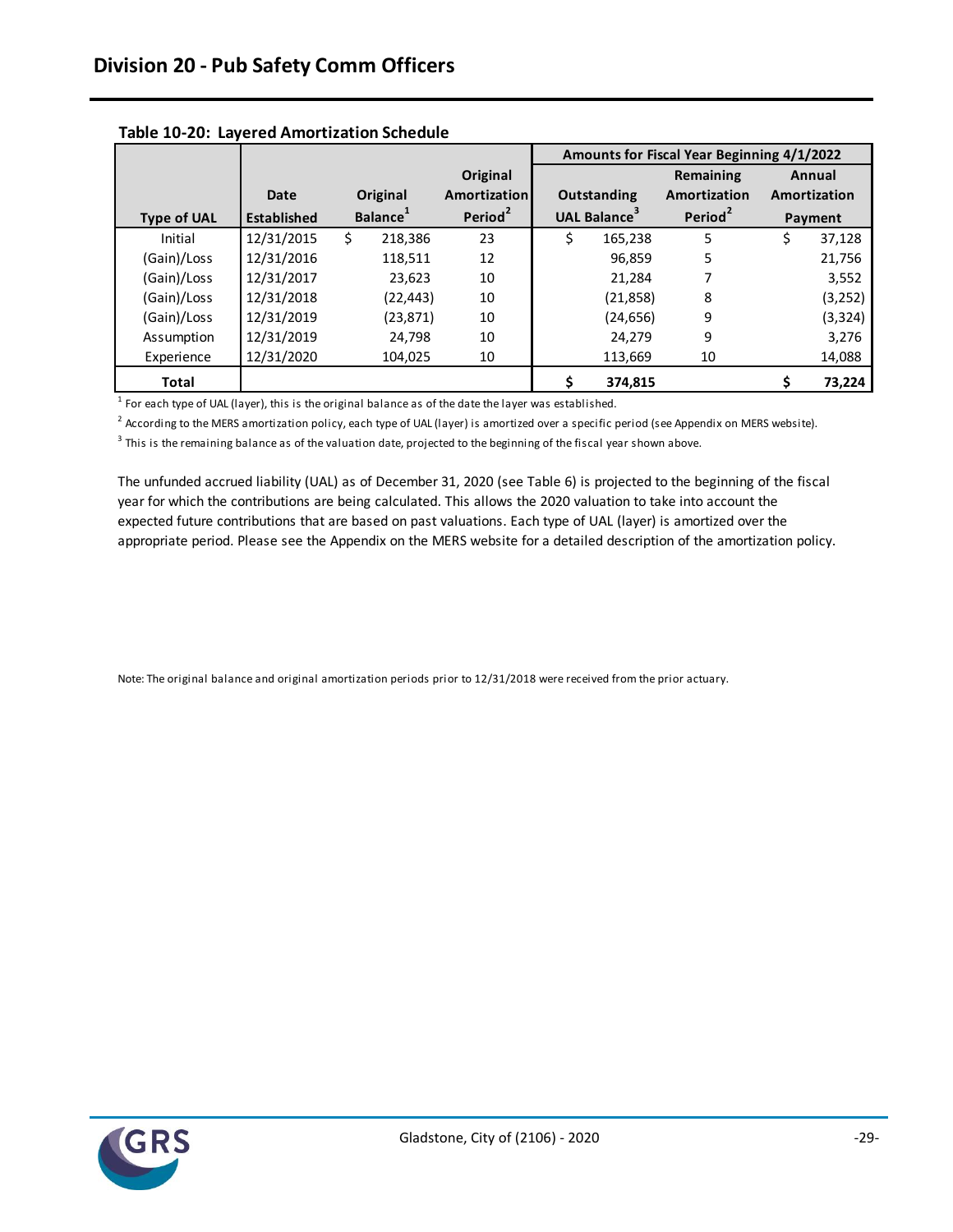## Division 20 - Pub Safety Comm Officers

**Table 10-20: Layered Amortization Schedule**

| | | | | Amounts for Fiscal Year Beginning 4/1/2022 | | |
|---|---|---|---|---|---|---|
| **Type of UAL** | **Date Established** | **Original Balance[1]** | **Original Amortization Period[2]** | **Outstanding UAL Balance[3]** | **Remaining Amortization Period[2]** | **Annual Amortization Payment** |
| Initial | 12/31/2015 | $ 218,386 | 23 | $ 165,238 | 5 | $ 37,128 |
| (Gain)/Loss | 12/31/2016 | 118,511 | 12 | 96,859 | 5 | 21,756 |
| (Gain)/Loss | 12/31/2017 | 23,623 | 10 | 21,284 | 7 | 3,552 |
| (Gain)/Loss | 12/31/2018 | (22,443) | 10 | (21,858) | 8 | (3,252) |
| (Gain)/Loss | 12/31/2019 | (23,871) | 10 | (24,656) | 9 | (3,324) |
| Assumption | 12/31/2019 | 24,798 | 10 | 24,279 | 9 | 3,276 |
| Experience | 12/31/2020 | 104,025 | 10 | 113,669 | 10 | 14,088 |
| **Total** | | | | **$ 374,815** | | **$ 73,224** |

[1] For each type of UAL (layer), this is the original balance as of the date the layer was established.

[2] According to the MERS amortization policy, each type of UAL (layer) is amortized over a specific period (see Appendix on MERS website).

[3] This is the remaining balance as of the valuation date, projected to the beginning of the fiscal year shown above.

The unfunded accrued liability (UAL) as of December 31, 2020 (see Table 6) is projected to the beginning of the fiscal year for which the contributions are being calculated. This allows the 2020 valuation to take into account the expected future contributions that are based on past valuations. Each type of UAL (layer) is amortized over the appropriate period. Please see the Appendix on the MERS website for a detailed description of the amortization policy.

Note: The original balance and original amortization periods prior to 12/31/2018 were received from the prior actuary.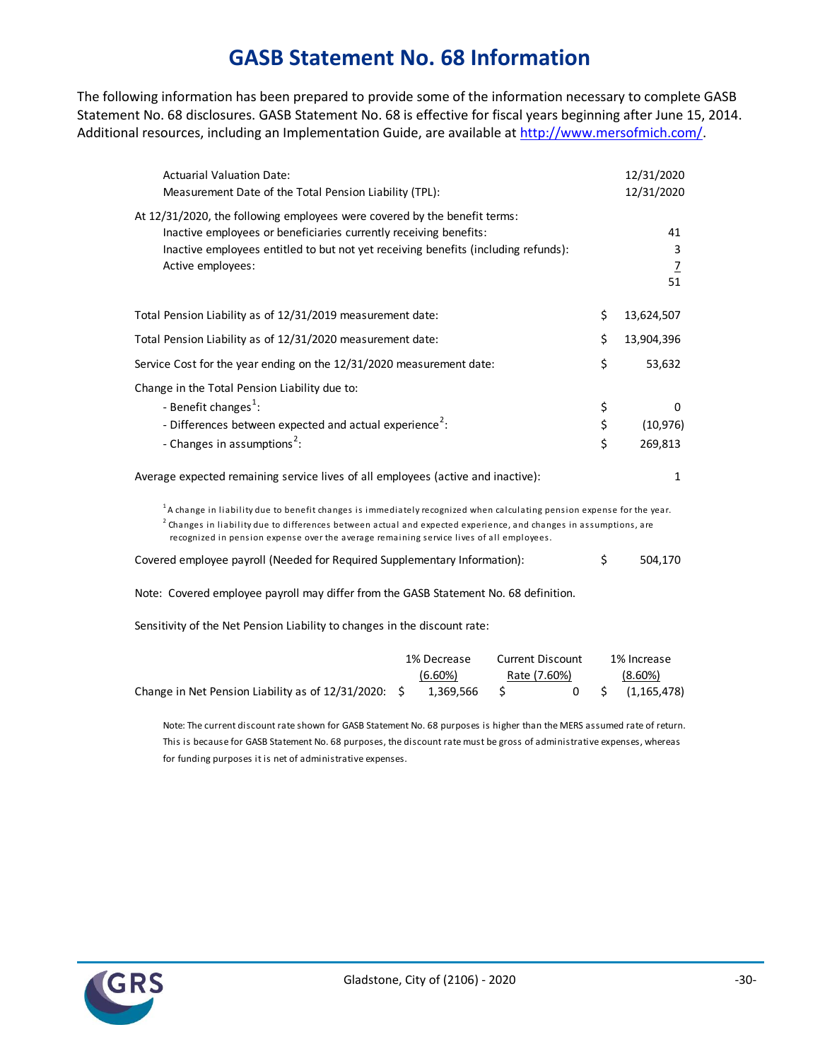# GASB Statement No. 68 Information

The following information has been prepared to provide some of the information necessary to complete GASB Statement No. 68 disclosures. GASB Statement No. 68 is effective for fiscal years beginning after June 15, 2014. Additional resources, including an Implementation Guide, are available at http://www.mersofmich.com/.

| | |
|---|---|
| Actuarial Valuation Date: | 12/31/2020 |
| Measurement Date of the Total Pension Liability (TPL): | 12/31/2020 |

At 12/31/2020, the following employees were covered by the benefit terms:

| | |
|---|---|
| Inactive employees or beneficiaries currently receiving benefits: | 41 |
| Inactive employees entitled to but not yet receiving benefits (including refunds): | 3 |
| Active employees: | 7 |
| | 51 |

| | |
|---|---|
| Total Pension Liability as of 12/31/2019 measurement date: | $ 13,624,507 |
| Total Pension Liability as of 12/31/2020 measurement date: | $ 13,904,396 |
| Service Cost for the year ending on the 12/31/2020 measurement date: | $ 53,632 |

Change in the Total Pension Liability due to:

| | |
|---|---|
| - Benefit changes[1]: | $ 0 |
| - Differences between expected and actual experience[2]: | $ (10,976) |
| - Changes in assumptions[2]: | $ 269,813 |

| | |
|---|---|
| Average expected remaining service lives of all employees (active and inactive): | 1 |

[1] A change in liability due to benefit changes is immediately recognized when calculating pension expense for the year.

[2] Changes in liability due to differences between actual and expected experience, and changes in assumptions, are recognized in pension expense over the average remaining service lives of all employees.

| | |
|---|---|
| Covered employee payroll (Needed for Required Supplementary Information): | $ 504,170 |

Note: Covered employee payroll may differ from the GASB Statement No. 68 definition.

Sensitivity of the Net Pension Liability to changes in the discount rate:

| | 1% Decrease (6.60%) | Current Discount Rate (7.60%) | 1% Increase (8.60%) |
|---|---|---|---|
| Change in Net Pension Liability as of 12/31/2020: | $ 1,369,566 | $ 0 | $ (1,165,478) |

Note: The current discount rate shown for GASB Statement No. 68 purposes is higher than the MERS assumed rate of return. This is because for GASB Statement No. 68 purposes, the discount rate must be gross of administrative expenses, whereas for funding purposes it is net of administrative expenses.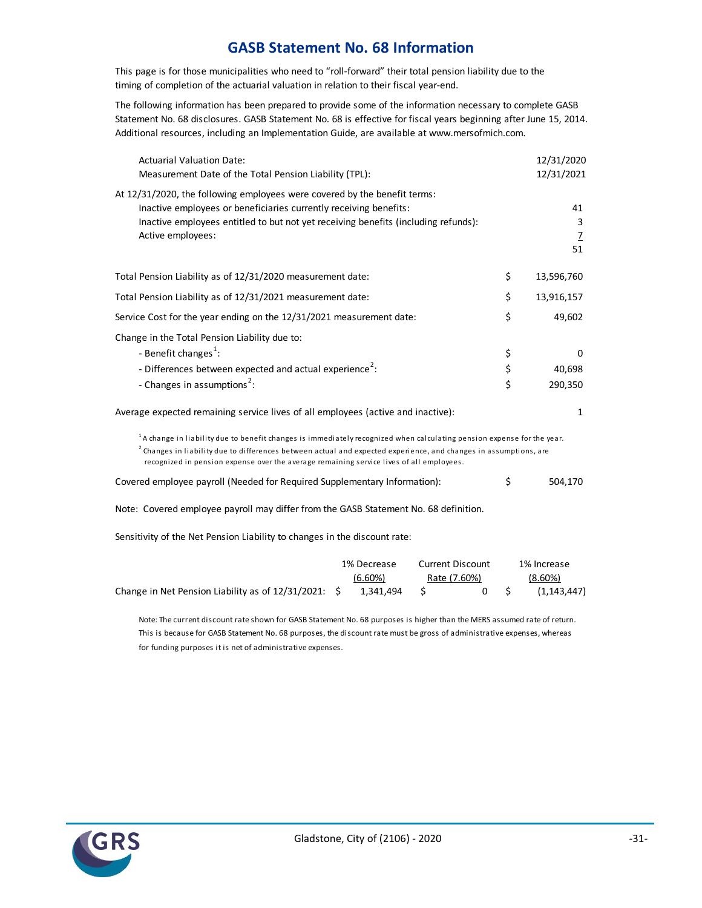# GASB Statement No. 68 Information

This page is for those municipalities who need to "roll-forward" their total pension liability due to the timing of completion of the actuarial valuation in relation to their fiscal year-end.

The following information has been prepared to provide some of the information necessary to complete GASB Statement No. 68 disclosures. GASB Statement No. 68 is effective for fiscal years beginning after June 15, 2014. Additional resources, including an Implementation Guide, are available at www.mersofmich.com.

| | |
|---|---|
| Actuarial Valuation Date: | 12/31/2020 |
| Measurement Date of the Total Pension Liability (TPL): | 12/31/2021 |

At 12/31/2020, the following employees were covered by the benefit terms:

| | |
|---|---|
| Inactive employees or beneficiaries currently receiving benefits: | 41 |
| Inactive employees entitled to but not yet receiving benefits (including refunds): | 3 |
| Active employees: | 7 |
| | 51 |

| | | |
|---|---|---|
| Total Pension Liability as of 12/31/2020 measurement date: | $ | 13,596,760 |
| Total Pension Liability as of 12/31/2021 measurement date: | $ | 13,916,157 |
| Service Cost for the year ending on the 12/31/2021 measurement date: | $ | 49,602 |
| Change in the Total Pension Liability due to: | | |
| - Benefit changes[1]: | $ | 0 |
| - Differences between expected and actual experience[2]: | $ | 40,698 |
| - Changes in assumptions[2]: | $ | 290,350 |
| Average expected remaining service lives of all employees (active and inactive): | | 1 |

[1] A change in liability due to benefit changes is immediately recognized when calculating pension expense for the year.
[2] Changes in liability due to differences between actual and expected experience, and changes in assumptions, are recognized in pension expense over the average remaining service lives of all employees.

| | | |
|---|---|---|
| Covered employee payroll (Needed for Required Supplementary Information): | $ | 504,170 |

Note: Covered employee payroll may differ from the GASB Statement No. 68 definition.

Sensitivity of the Net Pension Liability to changes in the discount rate:

| | 1% Decrease (6.60%) | Current Discount Rate (7.60%) | 1% Increase (8.60%) |
|---|---|---|---|
| Change in Net Pension Liability as of 12/31/2021: | $ 1,341,494 | $ 0 | $ (1,143,447) |

Note: The current discount rate shown for GASB Statement No. 68 purposes is higher than the MERS assumed rate of return. This is because for GASB Statement No. 68 purposes, the discount rate must be gross of administrative expenses, whereas for funding purposes it is net of administrative expenses.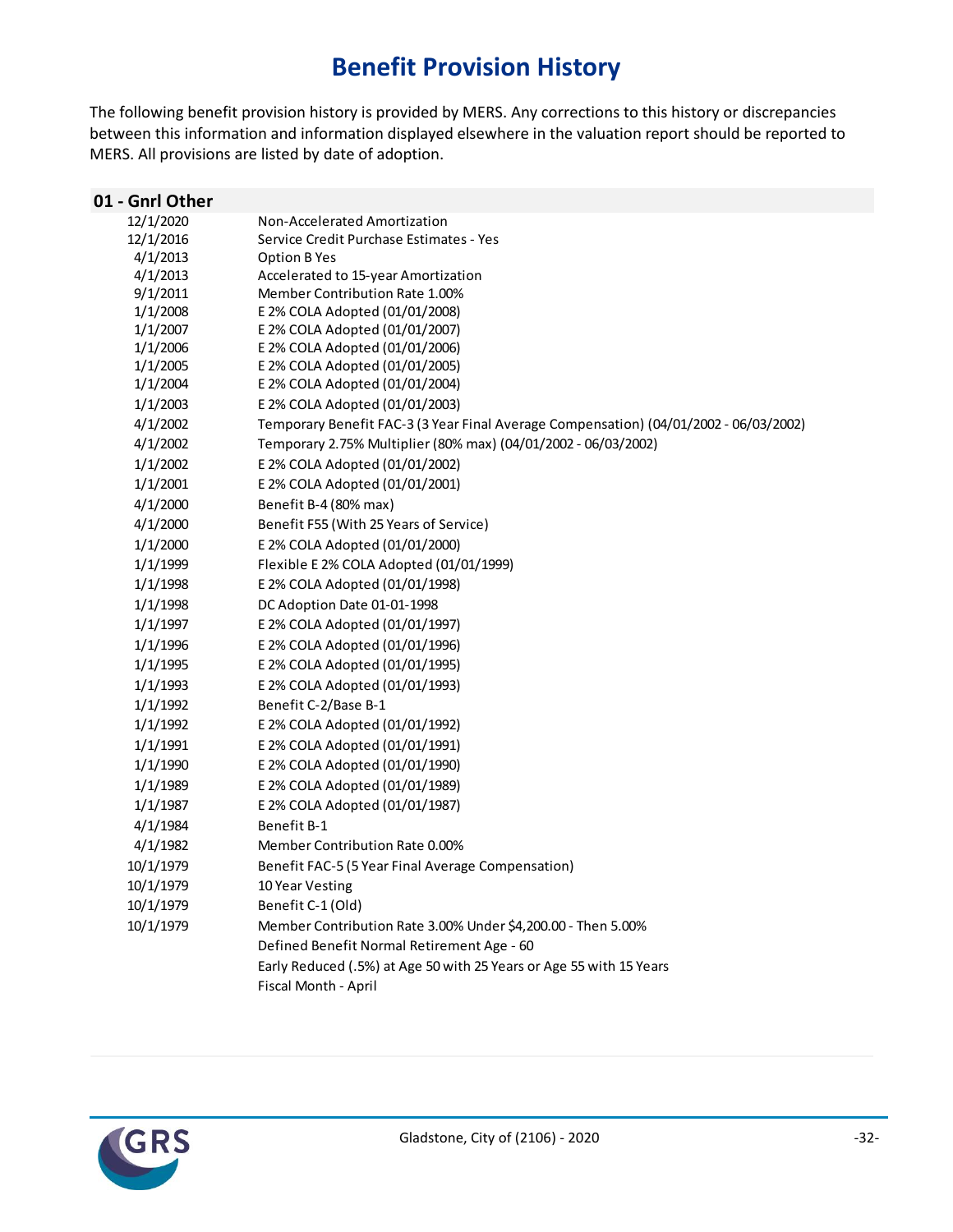# Benefit Provision History

The following benefit provision history is provided by MERS. Any corrections to this history or discrepancies between this information and information displayed elsewhere in the valuation report should be reported to MERS. All provisions are listed by date of adoption.

## 01 - Gnrl Other

| Date | Provision |
|---|---|
| 12/1/2020 | Non-Accelerated Amortization |
| 12/1/2016 | Service Credit Purchase Estimates - Yes |
| 4/1/2013 | Option B Yes |
| 4/1/2013 | Accelerated to 15-year Amortization |
| 9/1/2011 | Member Contribution Rate 1.00% |
| 1/1/2008 | E 2% COLA Adopted (01/01/2008) |
| 1/1/2007 | E 2% COLA Adopted (01/01/2007) |
| 1/1/2006 | E 2% COLA Adopted (01/01/2006) |
| 1/1/2005 | E 2% COLA Adopted (01/01/2005) |
| 1/1/2004 | E 2% COLA Adopted (01/01/2004) |
| 1/1/2003 | E 2% COLA Adopted (01/01/2003) |
| 4/1/2002 | Temporary Benefit FAC-3 (3 Year Final Average Compensation) (04/01/2002 - 06/03/2002) |
| 4/1/2002 | Temporary 2.75% Multiplier (80% max) (04/01/2002 - 06/03/2002) |
| 1/1/2002 | E 2% COLA Adopted (01/01/2002) |
| 1/1/2001 | E 2% COLA Adopted (01/01/2001) |
| 4/1/2000 | Benefit B-4 (80% max) |
| 4/1/2000 | Benefit F55 (With 25 Years of Service) |
| 1/1/2000 | E 2% COLA Adopted (01/01/2000) |
| 1/1/1999 | Flexible E 2% COLA Adopted (01/01/1999) |
| 1/1/1998 | E 2% COLA Adopted (01/01/1998) |
| 1/1/1998 | DC Adoption Date 01-01-1998 |
| 1/1/1997 | E 2% COLA Adopted (01/01/1997) |
| 1/1/1996 | E 2% COLA Adopted (01/01/1996) |
| 1/1/1995 | E 2% COLA Adopted (01/01/1995) |
| 1/1/1993 | E 2% COLA Adopted (01/01/1993) |
| 1/1/1992 | Benefit C-2/Base B-1 |
| 1/1/1992 | E 2% COLA Adopted (01/01/1992) |
| 1/1/1991 | E 2% COLA Adopted (01/01/1991) |
| 1/1/1990 | E 2% COLA Adopted (01/01/1990) |
| 1/1/1989 | E 2% COLA Adopted (01/01/1989) |
| 1/1/1987 | E 2% COLA Adopted (01/01/1987) |
| 4/1/1984 | Benefit B-1 |
| 4/1/1982 | Member Contribution Rate 0.00% |
| 10/1/1979 | Benefit FAC-5 (5 Year Final Average Compensation) |
| 10/1/1979 | 10 Year Vesting |
| 10/1/1979 | Benefit C-1 (Old) |
| 10/1/1979 | Member Contribution Rate 3.00% Under $4,200.00 - Then 5.00% |
| | Defined Benefit Normal Retirement Age - 60 |
| | Early Reduced (.5%) at Age 50 with 25 Years or Age 55 with 15 Years |
| | Fiscal Month - April |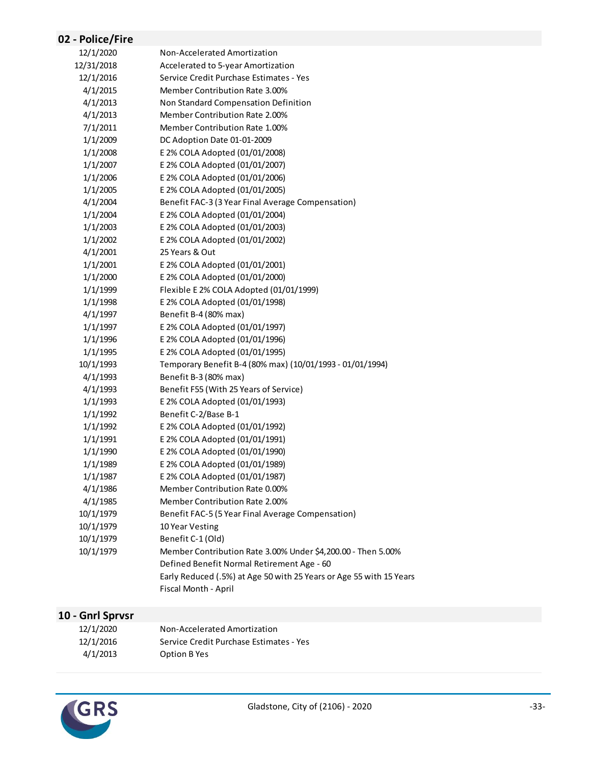## 02 - Police/Fire

| Date | Provision |
|---|---|
| 12/1/2020 | Non-Accelerated Amortization |
| 12/31/2018 | Accelerated to 5-year Amortization |
| 12/1/2016 | Service Credit Purchase Estimates - Yes |
| 4/1/2015 | Member Contribution Rate 3.00% |
| 4/1/2013 | Non Standard Compensation Definition |
| 4/1/2013 | Member Contribution Rate 2.00% |
| 7/1/2011 | Member Contribution Rate 1.00% |
| 1/1/2009 | DC Adoption Date 01-01-2009 |
| 1/1/2008 | E 2% COLA Adopted (01/01/2008) |
| 1/1/2007 | E 2% COLA Adopted (01/01/2007) |
| 1/1/2006 | E 2% COLA Adopted (01/01/2006) |
| 1/1/2005 | E 2% COLA Adopted (01/01/2005) |
| 4/1/2004 | Benefit FAC-3 (3 Year Final Average Compensation) |
| 1/1/2004 | E 2% COLA Adopted (01/01/2004) |
| 1/1/2003 | E 2% COLA Adopted (01/01/2003) |
| 1/1/2002 | E 2% COLA Adopted (01/01/2002) |
| 4/1/2001 | 25 Years & Out |
| 1/1/2001 | E 2% COLA Adopted (01/01/2001) |
| 1/1/2000 | E 2% COLA Adopted (01/01/2000) |
| 1/1/1999 | Flexible E 2% COLA Adopted (01/01/1999) |
| 1/1/1998 | E 2% COLA Adopted (01/01/1998) |
| 4/1/1997 | Benefit B-4 (80% max) |
| 1/1/1997 | E 2% COLA Adopted (01/01/1997) |
| 1/1/1996 | E 2% COLA Adopted (01/01/1996) |
| 1/1/1995 | E 2% COLA Adopted (01/01/1995) |
| 10/1/1993 | Temporary Benefit B-4 (80% max) (10/01/1993 - 01/01/1994) |
| 4/1/1993 | Benefit B-3 (80% max) |
| 4/1/1993 | Benefit F55 (With 25 Years of Service) |
| 1/1/1993 | E 2% COLA Adopted (01/01/1993) |
| 1/1/1992 | Benefit C-2/Base B-1 |
| 1/1/1992 | E 2% COLA Adopted (01/01/1992) |
| 1/1/1991 | E 2% COLA Adopted (01/01/1991) |
| 1/1/1990 | E 2% COLA Adopted (01/01/1990) |
| 1/1/1989 | E 2% COLA Adopted (01/01/1989) |
| 1/1/1987 | E 2% COLA Adopted (01/01/1987) |
| 4/1/1986 | Member Contribution Rate 0.00% |
| 4/1/1985 | Member Contribution Rate 2.00% |
| 10/1/1979 | Benefit FAC-5 (5 Year Final Average Compensation) |
| 10/1/1979 | 10 Year Vesting |
| 10/1/1979 | Benefit C-1 (Old) |
| 10/1/1979 | Member Contribution Rate 3.00% Under $4,200.00 - Then 5.00% |
| | Defined Benefit Normal Retirement Age - 60 |
| | Early Reduced (.5%) at Age 50 with 25 Years or Age 55 with 15 Years |
| | Fiscal Month - April |

## 10 - Gnrl Sprvsr

| Date | Provision |
|---|---|
| 12/1/2020 | Non-Accelerated Amortization |
| 12/1/2016 | Service Credit Purchase Estimates - Yes |
| 4/1/2013 | Option B Yes |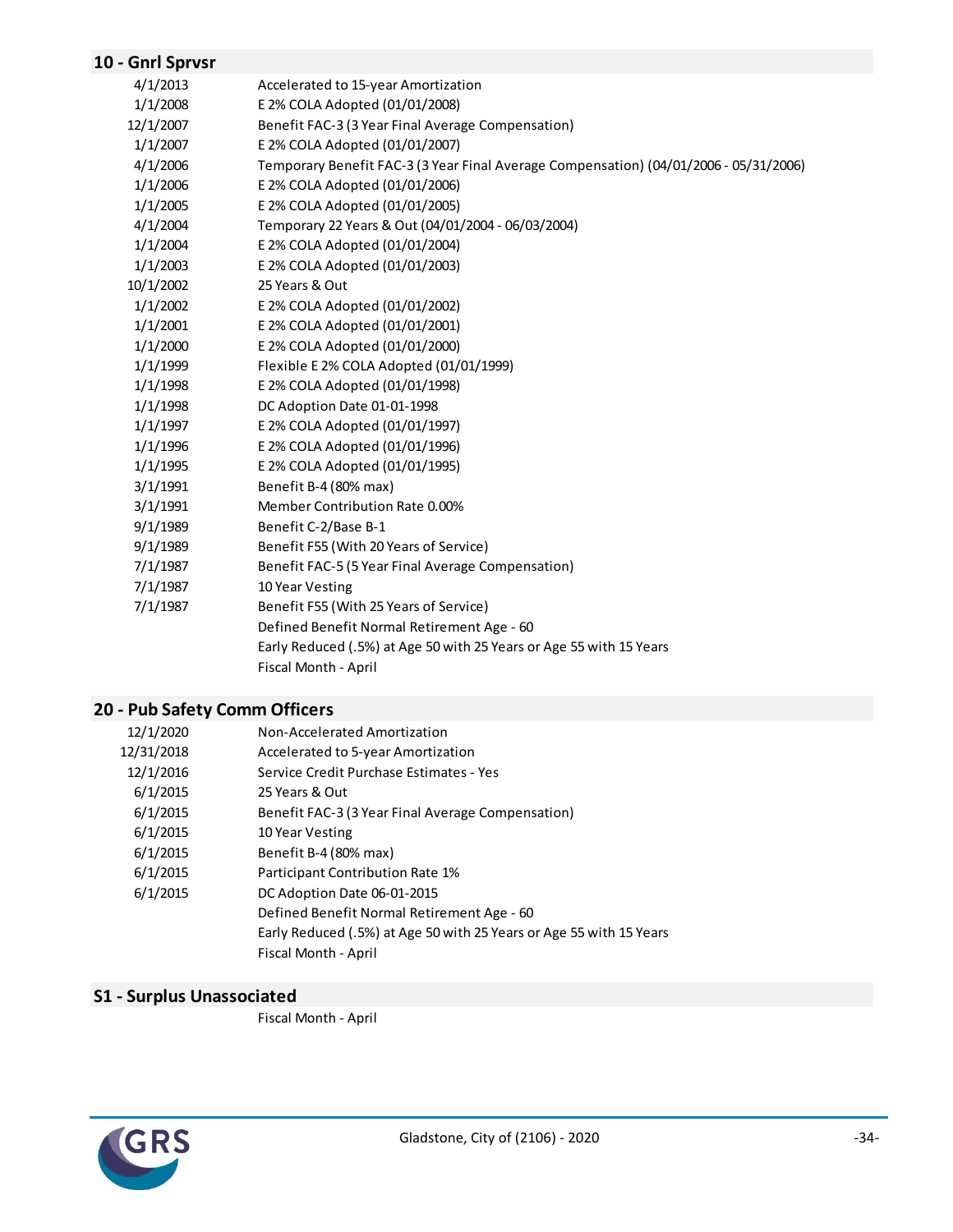## 10 - Gnrl Sprvsr

| | |
|---|---|
| 4/1/2013 | Accelerated to 15-year Amortization |
| 1/1/2008 | E 2% COLA Adopted (01/01/2008) |
| 12/1/2007 | Benefit FAC-3 (3 Year Final Average Compensation) |
| 1/1/2007 | E 2% COLA Adopted (01/01/2007) |
| 4/1/2006 | Temporary Benefit FAC-3 (3 Year Final Average Compensation) (04/01/2006 - 05/31/2006) |
| 1/1/2006 | E 2% COLA Adopted (01/01/2006) |
| 1/1/2005 | E 2% COLA Adopted (01/01/2005) |
| 4/1/2004 | Temporary 22 Years & Out (04/01/2004 - 06/03/2004) |
| 1/1/2004 | E 2% COLA Adopted (01/01/2004) |
| 1/1/2003 | E 2% COLA Adopted (01/01/2003) |
| 10/1/2002 | 25 Years & Out |
| 1/1/2002 | E 2% COLA Adopted (01/01/2002) |
| 1/1/2001 | E 2% COLA Adopted (01/01/2001) |
| 1/1/2000 | E 2% COLA Adopted (01/01/2000) |
| 1/1/1999 | Flexible E 2% COLA Adopted (01/01/1999) |
| 1/1/1998 | E 2% COLA Adopted (01/01/1998) |
| 1/1/1998 | DC Adoption Date 01-01-1998 |
| 1/1/1997 | E 2% COLA Adopted (01/01/1997) |
| 1/1/1996 | E 2% COLA Adopted (01/01/1996) |
| 1/1/1995 | E 2% COLA Adopted (01/01/1995) |
| 3/1/1991 | Benefit B-4 (80% max) |
| 3/1/1991 | Member Contribution Rate 0.00% |
| 9/1/1989 | Benefit C-2/Base B-1 |
| 9/1/1989 | Benefit F55 (With 20 Years of Service) |
| 7/1/1987 | Benefit FAC-5 (5 Year Final Average Compensation) |
| 7/1/1987 | 10 Year Vesting |
| 7/1/1987 | Benefit F55 (With 25 Years of Service) |
| | Defined Benefit Normal Retirement Age - 60 |
| | Early Reduced (.5%) at Age 50 with 25 Years or Age 55 with 15 Years |
| | Fiscal Month - April |

## 20 - Pub Safety Comm Officers

| | |
|---|---|
| 12/1/2020 | Non-Accelerated Amortization |
| 12/31/2018 | Accelerated to 5-year Amortization |
| 12/1/2016 | Service Credit Purchase Estimates - Yes |
| 6/1/2015 | 25 Years & Out |
| 6/1/2015 | Benefit FAC-3 (3 Year Final Average Compensation) |
| 6/1/2015 | 10 Year Vesting |
| 6/1/2015 | Benefit B-4 (80% max) |
| 6/1/2015 | Participant Contribution Rate 1% |
| 6/1/2015 | DC Adoption Date 06-01-2015 |
| | Defined Benefit Normal Retirement Age - 60 |
| | Early Reduced (.5%) at Age 50 with 25 Years or Age 55 with 15 Years |
| | Fiscal Month - April |

## S1 - Surplus Unassociated

| | |
|---|---|
| | Fiscal Month - April |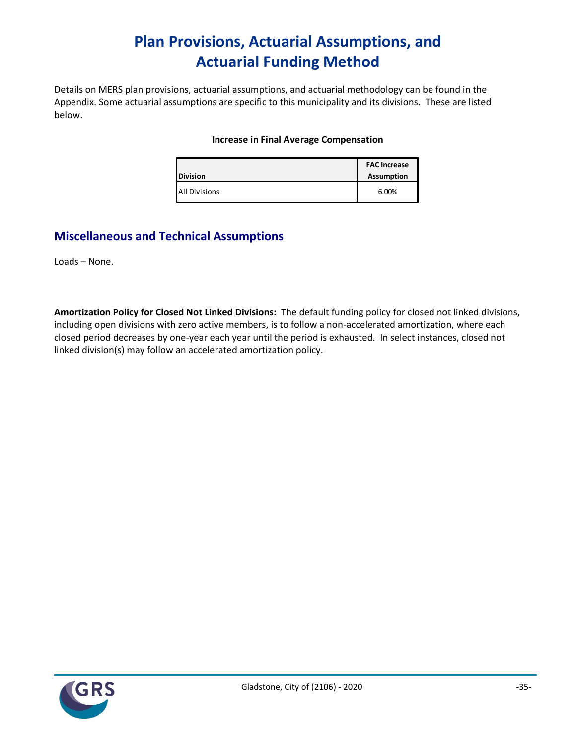# Plan Provisions, Actuarial Assumptions, and Actuarial Funding Method

Details on MERS plan provisions, actuarial assumptions, and actuarial methodology can be found in the Appendix. Some actuarial assumptions are specific to this municipality and its divisions. These are listed below.

**Increase in Final Average Compensation**

| Division | FAC Increase Assumption |
|---|---|
| All Divisions | 6.00% |

## Miscellaneous and Technical Assumptions

Loads – None.

**Amortization Policy for Closed Not Linked Divisions:** The default funding policy for closed not linked divisions, including open divisions with zero active members, is to follow a non-accelerated amortization, where each closed period decreases by one-year each year until the period is exhausted. In select instances, closed not linked division(s) may follow an accelerated amortization policy.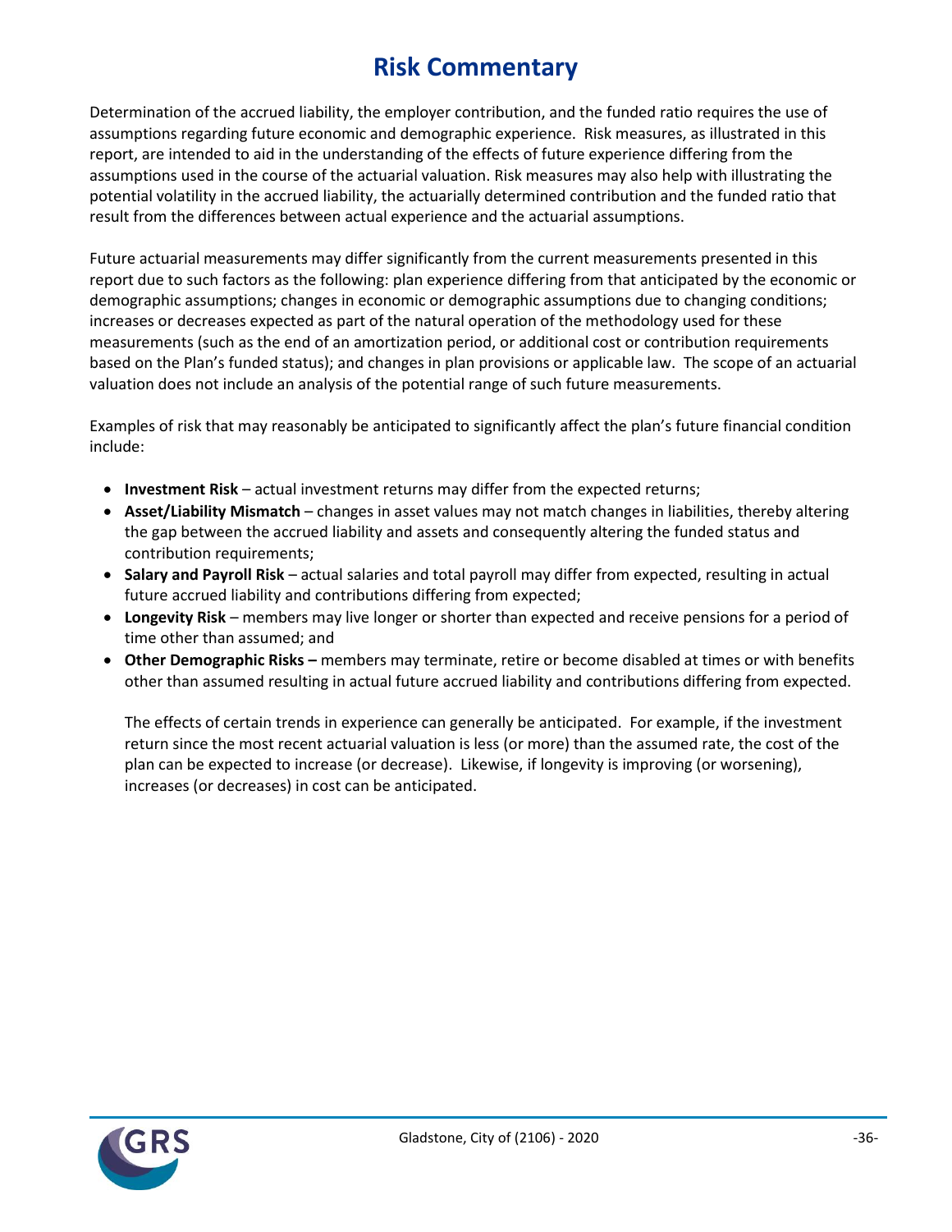# Risk Commentary

Determination of the accrued liability, the employer contribution, and the funded ratio requires the use of assumptions regarding future economic and demographic experience. Risk measures, as illustrated in this report, are intended to aid in the understanding of the effects of future experience differing from the assumptions used in the course of the actuarial valuation. Risk measures may also help with illustrating the potential volatility in the accrued liability, the actuarially determined contribution and the funded ratio that result from the differences between actual experience and the actuarial assumptions.

Future actuarial measurements may differ significantly from the current measurements presented in this report due to such factors as the following: plan experience differing from that anticipated by the economic or demographic assumptions; changes in economic or demographic assumptions due to changing conditions; increases or decreases expected as part of the natural operation of the methodology used for these measurements (such as the end of an amortization period, or additional cost or contribution requirements based on the Plan's funded status); and changes in plan provisions or applicable law. The scope of an actuarial valuation does not include an analysis of the potential range of such future measurements.

Examples of risk that may reasonably be anticipated to significantly affect the plan's future financial condition include:

- **Investment Risk** – actual investment returns may differ from the expected returns;
- **Asset/Liability Mismatch** – changes in asset values may not match changes in liabilities, thereby altering the gap between the accrued liability and assets and consequently altering the funded status and contribution requirements;
- **Salary and Payroll Risk** – actual salaries and total payroll may differ from expected, resulting in actual future accrued liability and contributions differing from expected;
- **Longevity Risk** – members may live longer or shorter than expected and receive pensions for a period of time other than assumed; and
- **Other Demographic Risks –** members may terminate, retire or become disabled at times or with benefits other than assumed resulting in actual future accrued liability and contributions differing from expected.

  The effects of certain trends in experience can generally be anticipated. For example, if the investment return since the most recent actuarial valuation is less (or more) than the assumed rate, the cost of the plan can be expected to increase (or decrease). Likewise, if longevity is improving (or worsening), increases (or decreases) in cost can be anticipated.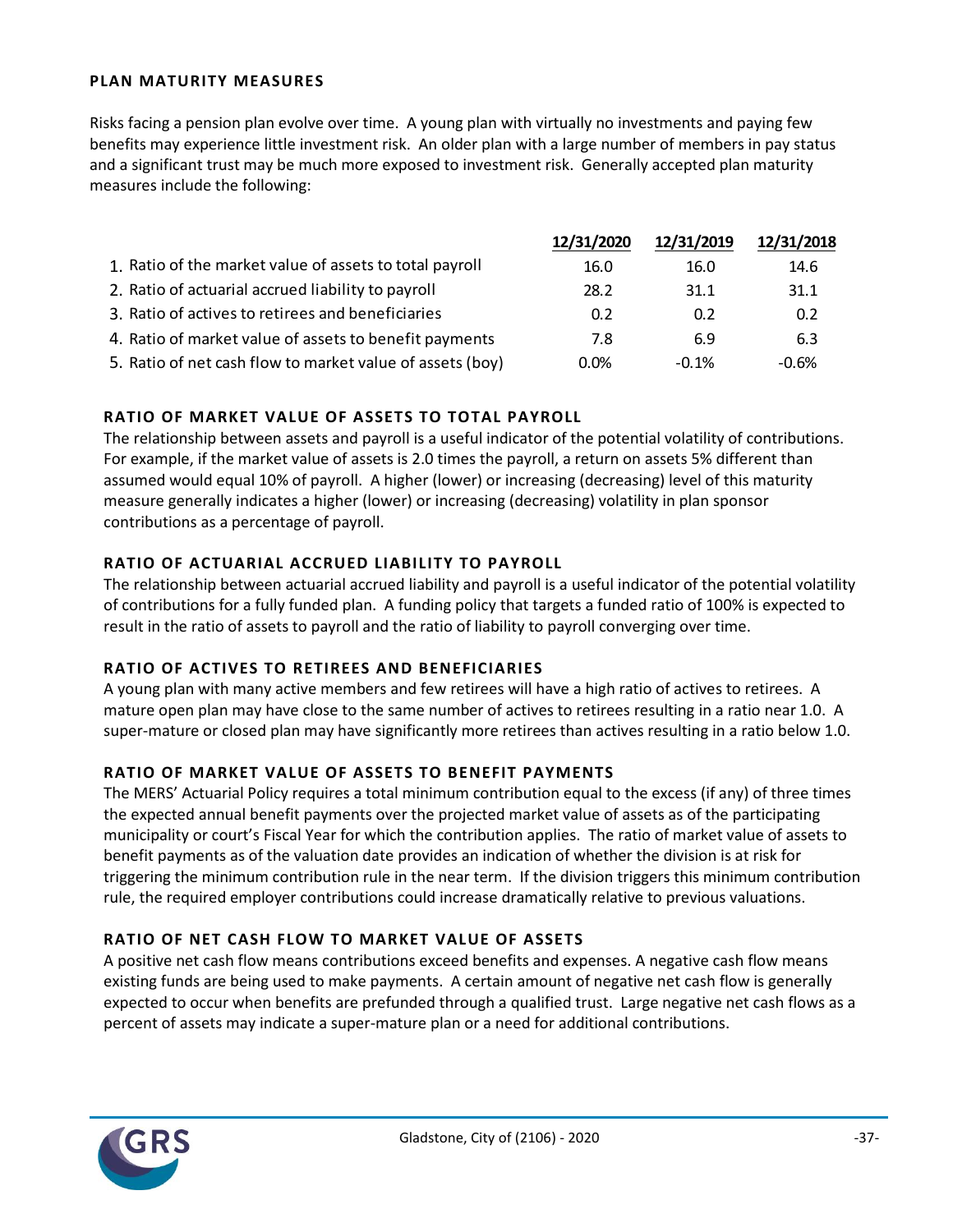## PLAN MATURITY MEASURES

Risks facing a pension plan evolve over time. A young plan with virtually no investments and paying few benefits may experience little investment risk. An older plan with a large number of members in pay status and a significant trust may be much more exposed to investment risk. Generally accepted plan maturity measures include the following:

| | 12/31/2020 | 12/31/2019 | 12/31/2018 |
|---|---|---|---|
| 1. Ratio of the market value of assets to total payroll | 16.0 | 16.0 | 14.6 |
| 2. Ratio of actuarial accrued liability to payroll | 28.2 | 31.1 | 31.1 |
| 3. Ratio of actives to retirees and beneficiaries | 0.2 | 0.2 | 0.2 |
| 4. Ratio of market value of assets to benefit payments | 7.8 | 6.9 | 6.3 |
| 5. Ratio of net cash flow to market value of assets (boy) | 0.0% | -0.1% | -0.6% |

### RATIO OF MARKET VALUE OF ASSETS TO TOTAL PAYROLL

The relationship between assets and payroll is a useful indicator of the potential volatility of contributions. For example, if the market value of assets is 2.0 times the payroll, a return on assets 5% different than assumed would equal 10% of payroll. A higher (lower) or increasing (decreasing) level of this maturity measure generally indicates a higher (lower) or increasing (decreasing) volatility in plan sponsor contributions as a percentage of payroll.

### RATIO OF ACTUARIAL ACCRUED LIABILITY TO PAYROLL

The relationship between actuarial accrued liability and payroll is a useful indicator of the potential volatility of contributions for a fully funded plan. A funding policy that targets a funded ratio of 100% is expected to result in the ratio of assets to payroll and the ratio of liability to payroll converging over time.

### RATIO OF ACTIVES TO RETIREES AND BENEFICIARIES

A young plan with many active members and few retirees will have a high ratio of actives to retirees. A mature open plan may have close to the same number of actives to retirees resulting in a ratio near 1.0. A super-mature or closed plan may have significantly more retirees than actives resulting in a ratio below 1.0.

### RATIO OF MARKET VALUE OF ASSETS TO BENEFIT PAYMENTS

The MERS' Actuarial Policy requires a total minimum contribution equal to the excess (if any) of three times the expected annual benefit payments over the projected market value of assets as of the participating municipality or court's Fiscal Year for which the contribution applies. The ratio of market value of assets to benefit payments as of the valuation date provides an indication of whether the division is at risk for triggering the minimum contribution rule in the near term. If the division triggers this minimum contribution rule, the required employer contributions could increase dramatically relative to previous valuations.

### RATIO OF NET CASH FLOW TO MARKET VALUE OF ASSETS

A positive net cash flow means contributions exceed benefits and expenses. A negative cash flow means existing funds are being used to make payments. A certain amount of negative net cash flow is generally expected to occur when benefits are prefunded through a qualified trust. Large negative net cash flows as a percent of assets may indicate a super-mature plan or a need for additional contributions.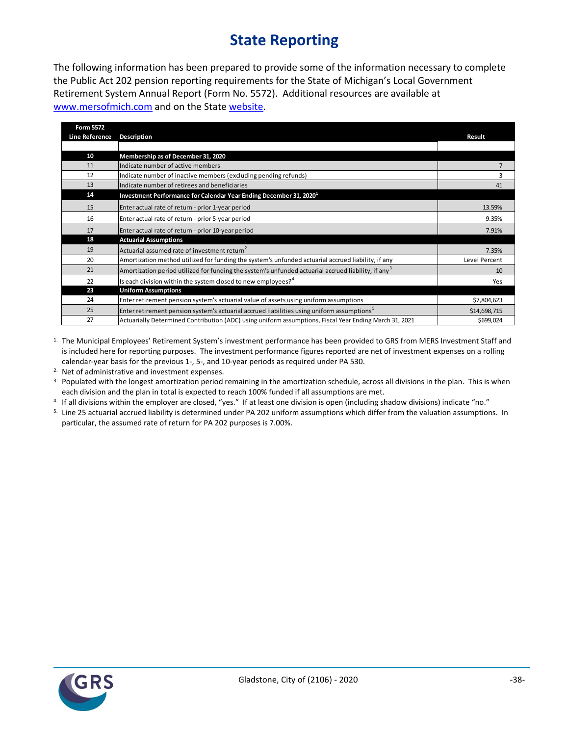# State Reporting

The following information has been prepared to provide some of the information necessary to complete the Public Act 202 pension reporting requirements for the State of Michigan's Local Government Retirement System Annual Report (Form No. 5572). Additional resources are available at www.mersofmich.com and on the State website.

| Form 5572 Line Reference | Description | Result |
|---|---|---|
| | | |
| **10** | **Membership as of December 31, 2020** | |
| 11 | Indicate number of active members | 7 |
| 12 | Indicate number of inactive members (excluding pending refunds) | 3 |
| 13 | Indicate number of retirees and beneficiaries | 41 |
| **14** | **Investment Performance for Calendar Year Ending December 31, 2020[1]** | |
| 15 | Enter actual rate of return - prior 1-year period | 13.59% |
| 16 | Enter actual rate of return - prior 5-year period | 9.35% |
| 17 | Enter actual rate of return - prior 10-year period | 7.91% |
| **18** | **Actuarial Assumptions** | |
| 19 | Actuarial assumed rate of investment return[2] | 7.35% |
| 20 | Amortization method utilized for funding the system's unfunded actuarial accrued liability, if any | Level Percent |
| 21 | Amortization period utilized for funding the system's unfunded actuarial accrued liability, if any[3] | 10 |
| 22 | Is each division within the system closed to new employees?[4] | Yes |
| **23** | **Uniform Assumptions** | |
| 24 | Enter retirement pension system's actuarial value of assets using uniform assumptions | $7,804,623 |
| 25 | Enter retirement pension system's actuarial accrued liabilities using uniform assumptions[5] | $14,698,715 |
| 27 | Actuarially Determined Contribution (ADC) using uniform assumptions, Fiscal Year Ending March 31, 2021 | $699,024 |

1. The Municipal Employees' Retirement System's investment performance has been provided to GRS from MERS Investment Staff and is included here for reporting purposes. The investment performance figures reported are net of investment expenses on a rolling calendar-year basis for the previous 1-, 5-, and 10-year periods as required under PA 530.
2. Net of administrative and investment expenses.
3. Populated with the longest amortization period remaining in the amortization schedule, across all divisions in the plan. This is when each division and the plan in total is expected to reach 100% funded if all assumptions are met.
4. If all divisions within the employer are closed, "yes." If at least one division is open (including shadow divisions) indicate "no."
5. Line 25 actuarial accrued liability is determined under PA 202 uniform assumptions which differ from the valuation assumptions. In particular, the assumed rate of return for PA 202 purposes is 7.00%.